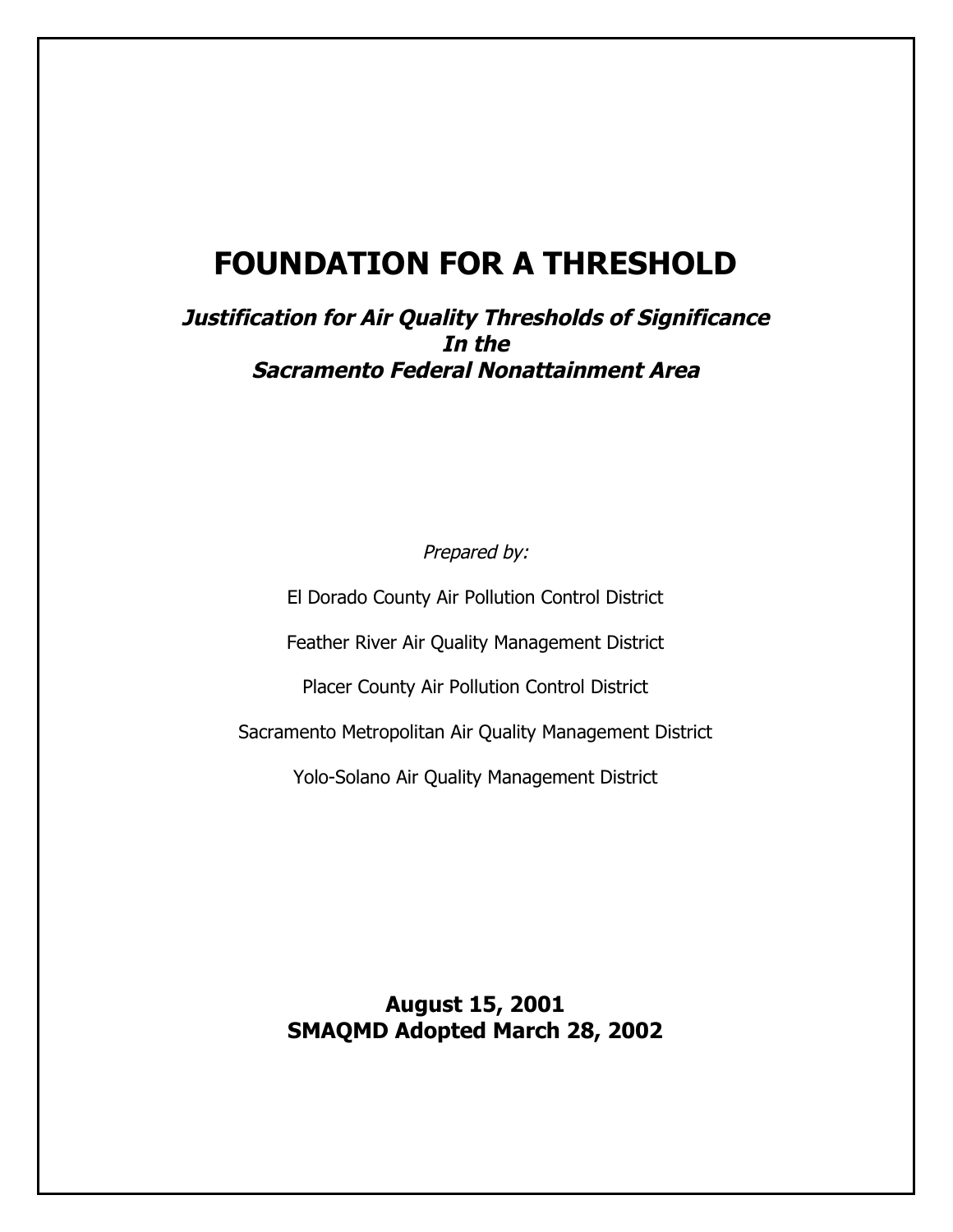# FOUNDATION FOR A THRESHOLD

***Justification for Air Quality Thresholds of Significance In the Sacramento Federal Nonattainment Area***

*Prepared by:*

El Dorado County Air Pollution Control District

Feather River Air Quality Management District

Placer County Air Pollution Control District

Sacramento Metropolitan Air Quality Management District

Yolo-Solano Air Quality Management District

**August 15, 2001**
**SMAQMD Adopted March 28, 2002**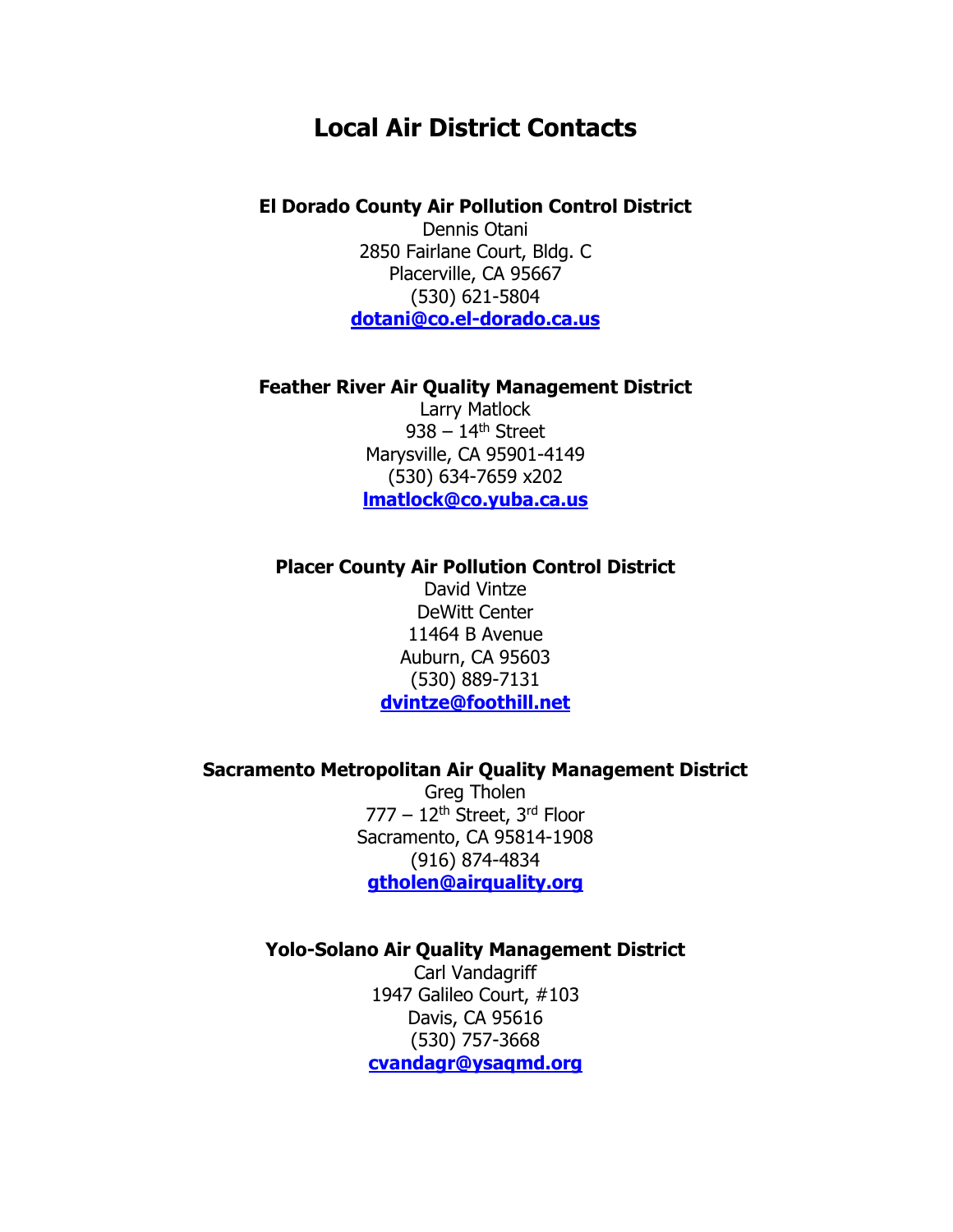# Local Air District Contacts

**El Dorado County Air Pollution Control District**
Dennis Otani
2850 Fairlane Court, Bldg. C
Placerville, CA 95667
(530) 621-5804
**dotani@co.el-dorado.ca.us**

**Feather River Air Quality Management District**
Larry Matlock
938 – 14th Street
Marysville, CA 95901-4149
(530) 634-7659 x202
**lmatlock@co.yuba.ca.us**

**Placer County Air Pollution Control District**
David Vintze
DeWitt Center
11464 B Avenue
Auburn, CA 95603
(530) 889-7131
**dvintze@foothill.net**

**Sacramento Metropolitan Air Quality Management District**
Greg Tholen
777 – 12th Street, 3rd Floor
Sacramento, CA 95814-1908
(916) 874-4834
**gtholen@airquality.org**

**Yolo-Solano Air Quality Management District**
Carl Vandagriff
1947 Galileo Court, #103
Davis, CA 95616
(530) 757-3668
**cvandagr@ysaqmd.org**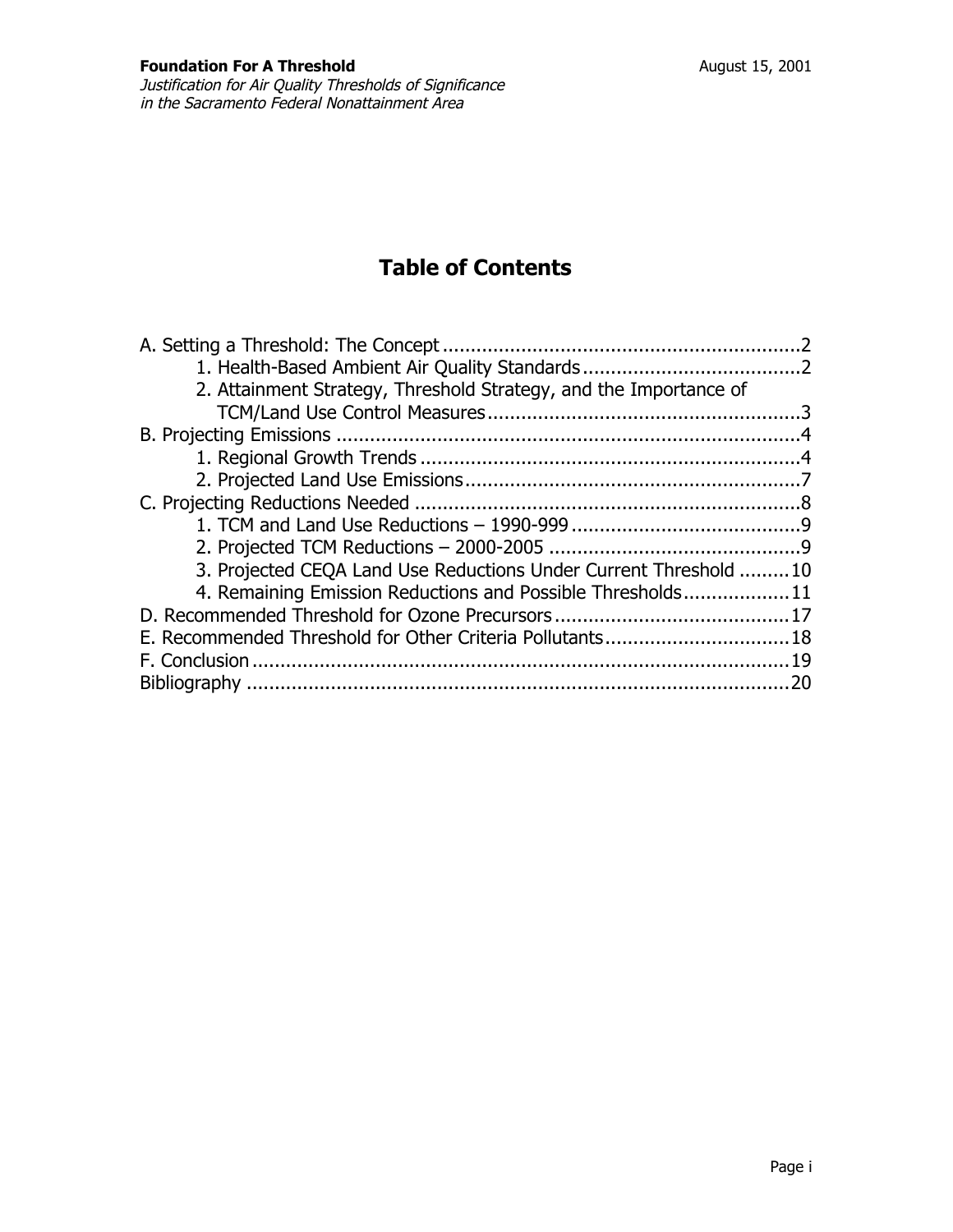# Table of Contents

A. Setting a Threshold: The Concept ................................................................2
    1. Health-Based Ambient Air Quality Standards ........................................2
    2. Attainment Strategy, Threshold Strategy, and the Importance of TCM/Land Use Control Measures ........................................................3
B. Projecting Emissions ...................................................................................4
    1. Regional Growth Trends ....................................................................4
    2. Projected Land Use Emissions ............................................................7
C. Projecting Reductions Needed .....................................................................8
    1. TCM and Land Use Reductions – 1990-999 ..........................................9
    2. Projected TCM Reductions – 2000-2005 .............................................9
    3. Projected CEQA Land Use Reductions Under Current Threshold .........10
    4. Remaining Emission Reductions and Possible Thresholds...................11
D. Recommended Threshold for Ozone Precursors ..........................................17
E. Recommended Threshold for Other Criteria Pollutants.................................18
F. Conclusion ................................................................................................19
Bibliography .................................................................................................20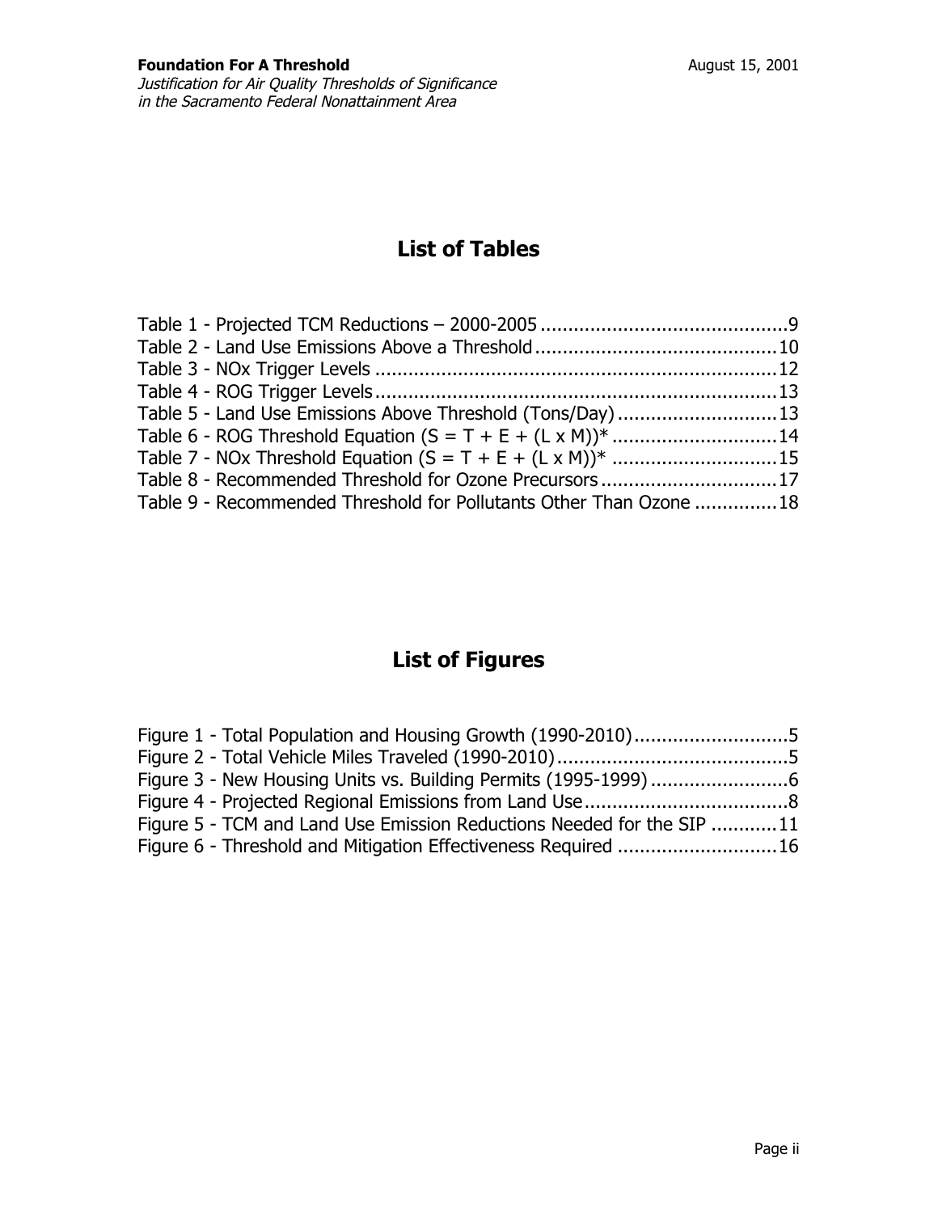## List of Tables

Table 1 - Projected TCM Reductions – 2000-2005 ..............................................9
Table 2 - Land Use Emissions Above a Threshold ............................................10
Table 3 - NOx Trigger Levels ..........................................................................12
Table 4 - ROG Trigger Levels ..........................................................................13
Table 5 - Land Use Emissions Above Threshold (Tons/Day) .............................13
Table 6 - ROG Threshold Equation (S = T + E + (L x M))* ..............................14
Table 7 - NOx Threshold Equation (S = T + E + (L x M))* ..............................15
Table 8 - Recommended Threshold for Ozone Precursors ................................17
Table 9 - Recommended Threshold for Pollutants Other Than Ozone ...............18

## List of Figures

Figure 1 - Total Population and Housing Growth (1990-2010) ............................5
Figure 2 - Total Vehicle Miles Traveled (1990-2010) ..........................................5
Figure 3 - New Housing Units vs. Building Permits (1995-1999) .........................6
Figure 4 - Projected Regional Emissions from Land Use .....................................8
Figure 5 - TCM and Land Use Emission Reductions Needed for the SIP ............11
Figure 6 - Threshold and Mitigation Effectiveness Required .............................16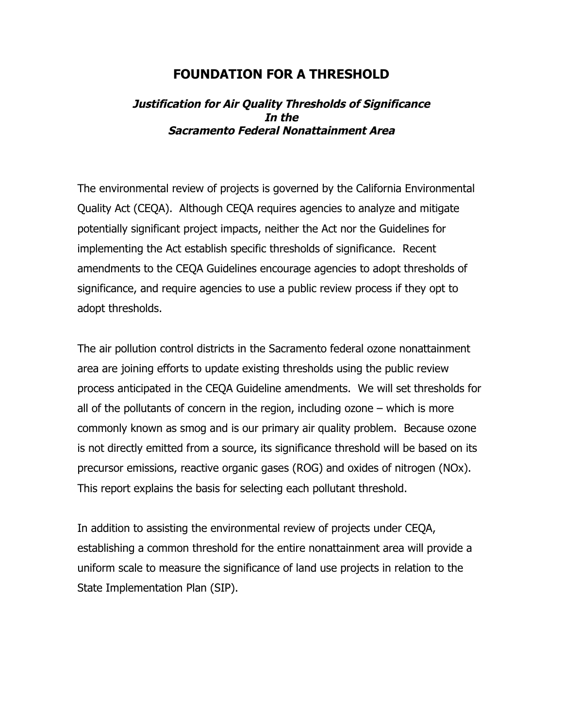# FOUNDATION FOR A THRESHOLD

***Justification for Air Quality Thresholds of Significance In the Sacramento Federal Nonattainment Area***

The environmental review of projects is governed by the California Environmental Quality Act (CEQA). Although CEQA requires agencies to analyze and mitigate potentially significant project impacts, neither the Act nor the Guidelines for implementing the Act establish specific thresholds of significance. Recent amendments to the CEQA Guidelines encourage agencies to adopt thresholds of significance, and require agencies to use a public review process if they opt to adopt thresholds.

The air pollution control districts in the Sacramento federal ozone nonattainment area are joining efforts to update existing thresholds using the public review process anticipated in the CEQA Guideline amendments. We will set thresholds for all of the pollutants of concern in the region, including ozone – which is more commonly known as smog and is our primary air quality problem. Because ozone is not directly emitted from a source, its significance threshold will be based on its precursor emissions, reactive organic gases (ROG) and oxides of nitrogen (NOx). This report explains the basis for selecting each pollutant threshold.

In addition to assisting the environmental review of projects under CEQA, establishing a common threshold for the entire nonattainment area will provide a uniform scale to measure the significance of land use projects in relation to the State Implementation Plan (SIP).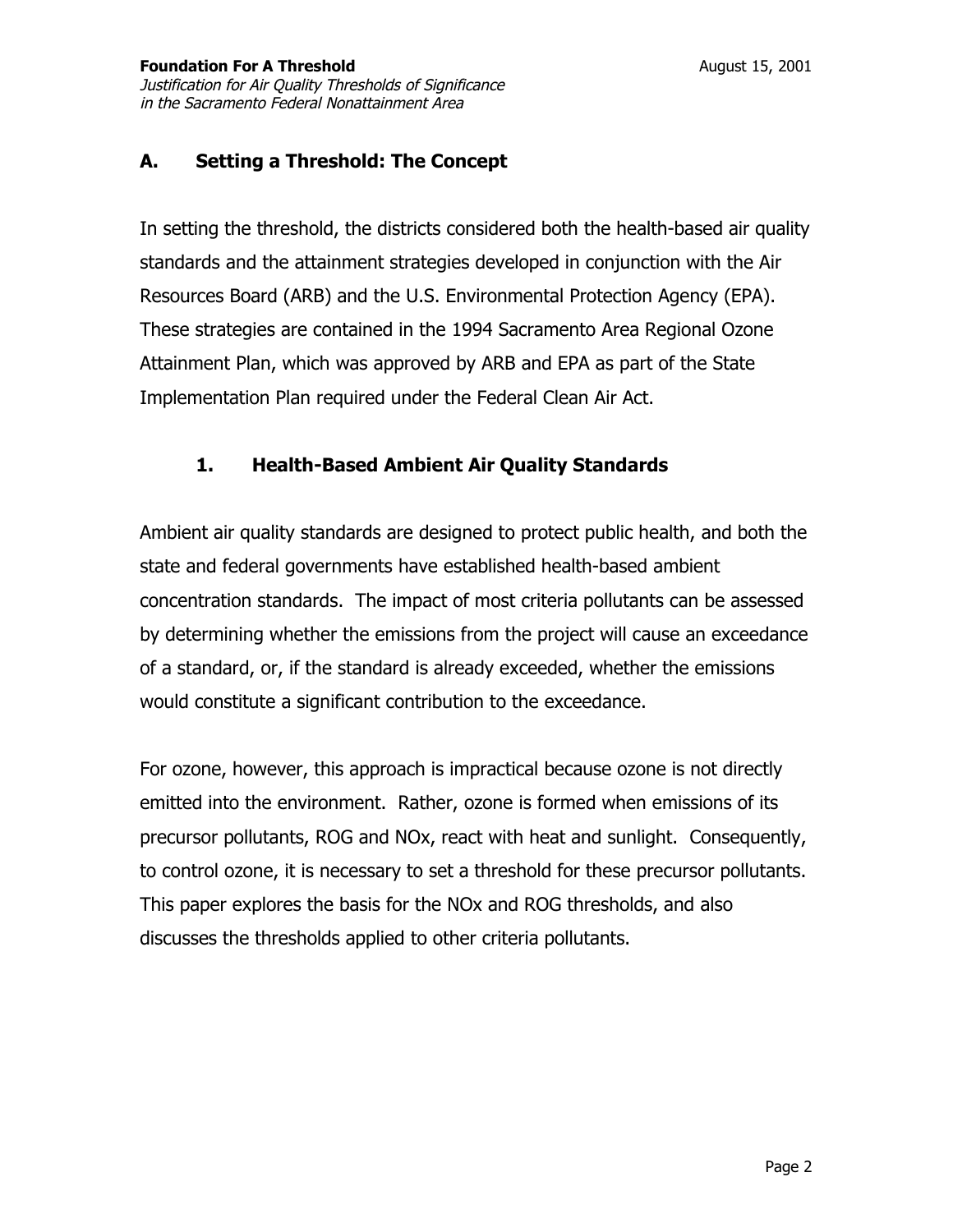## A. Setting a Threshold: The Concept

In setting the threshold, the districts considered both the health-based air quality standards and the attainment strategies developed in conjunction with the Air Resources Board (ARB) and the U.S. Environmental Protection Agency (EPA). These strategies are contained in the 1994 Sacramento Area Regional Ozone Attainment Plan, which was approved by ARB and EPA as part of the State Implementation Plan required under the Federal Clean Air Act.

### 1. Health-Based Ambient Air Quality Standards

Ambient air quality standards are designed to protect public health, and both the state and federal governments have established health-based ambient concentration standards. The impact of most criteria pollutants can be assessed by determining whether the emissions from the project will cause an exceedance of a standard, or, if the standard is already exceeded, whether the emissions would constitute a significant contribution to the exceedance.

For ozone, however, this approach is impractical because ozone is not directly emitted into the environment. Rather, ozone is formed when emissions of its precursor pollutants, ROG and NOx, react with heat and sunlight. Consequently, to control ozone, it is necessary to set a threshold for these precursor pollutants. This paper explores the basis for the NOx and ROG thresholds, and also discusses the thresholds applied to other criteria pollutants.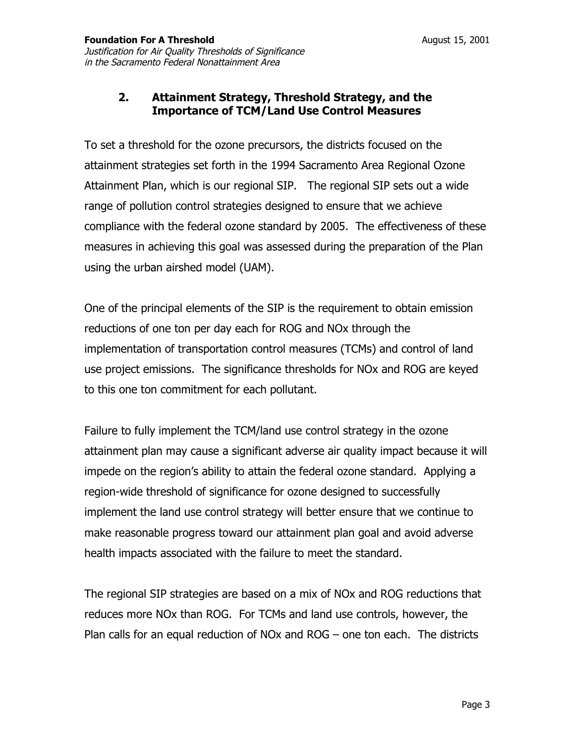## 2. Attainment Strategy, Threshold Strategy, and the Importance of TCM/Land Use Control Measures

To set a threshold for the ozone precursors, the districts focused on the attainment strategies set forth in the 1994 Sacramento Area Regional Ozone Attainment Plan, which is our regional SIP. The regional SIP sets out a wide range of pollution control strategies designed to ensure that we achieve compliance with the federal ozone standard by 2005. The effectiveness of these measures in achieving this goal was assessed during the preparation of the Plan using the urban airshed model (UAM).

One of the principal elements of the SIP is the requirement to obtain emission reductions of one ton per day each for ROG and NOx through the implementation of transportation control measures (TCMs) and control of land use project emissions. The significance thresholds for NOx and ROG are keyed to this one ton commitment for each pollutant.

Failure to fully implement the TCM/land use control strategy in the ozone attainment plan may cause a significant adverse air quality impact because it will impede on the region's ability to attain the federal ozone standard. Applying a region-wide threshold of significance for ozone designed to successfully implement the land use control strategy will better ensure that we continue to make reasonable progress toward our attainment plan goal and avoid adverse health impacts associated with the failure to meet the standard.

The regional SIP strategies are based on a mix of NOx and ROG reductions that reduces more NOx than ROG. For TCMs and land use controls, however, the Plan calls for an equal reduction of NOx and ROG – one ton each. The districts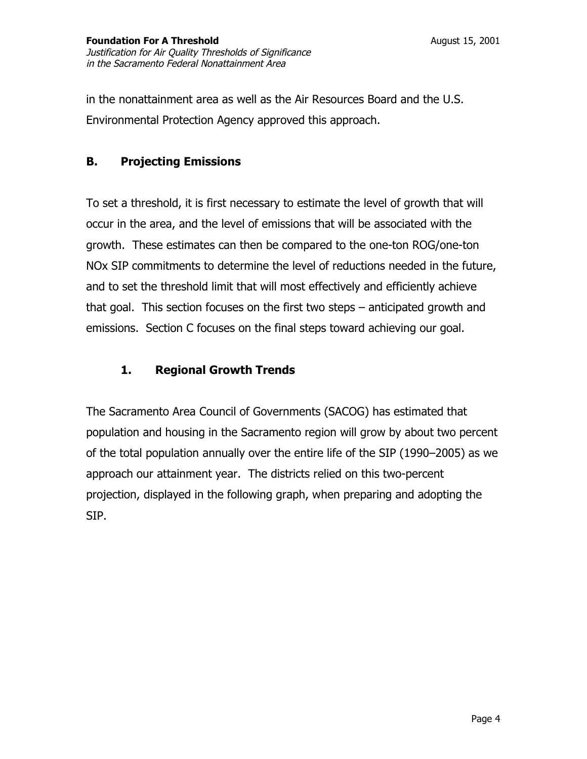in the nonattainment area as well as the Air Resources Board and the U.S. Environmental Protection Agency approved this approach.

## B. Projecting Emissions

To set a threshold, it is first necessary to estimate the level of growth that will occur in the area, and the level of emissions that will be associated with the growth. These estimates can then be compared to the one-ton ROG/one-ton NOx SIP commitments to determine the level of reductions needed in the future, and to set the threshold limit that will most effectively and efficiently achieve that goal. This section focuses on the first two steps – anticipated growth and emissions. Section C focuses on the final steps toward achieving our goal.

### 1. Regional Growth Trends

The Sacramento Area Council of Governments (SACOG) has estimated that population and housing in the Sacramento region will grow by about two percent of the total population annually over the entire life of the SIP (1990–2005) as we approach our attainment year. The districts relied on this two-percent projection, displayed in the following graph, when preparing and adopting the SIP.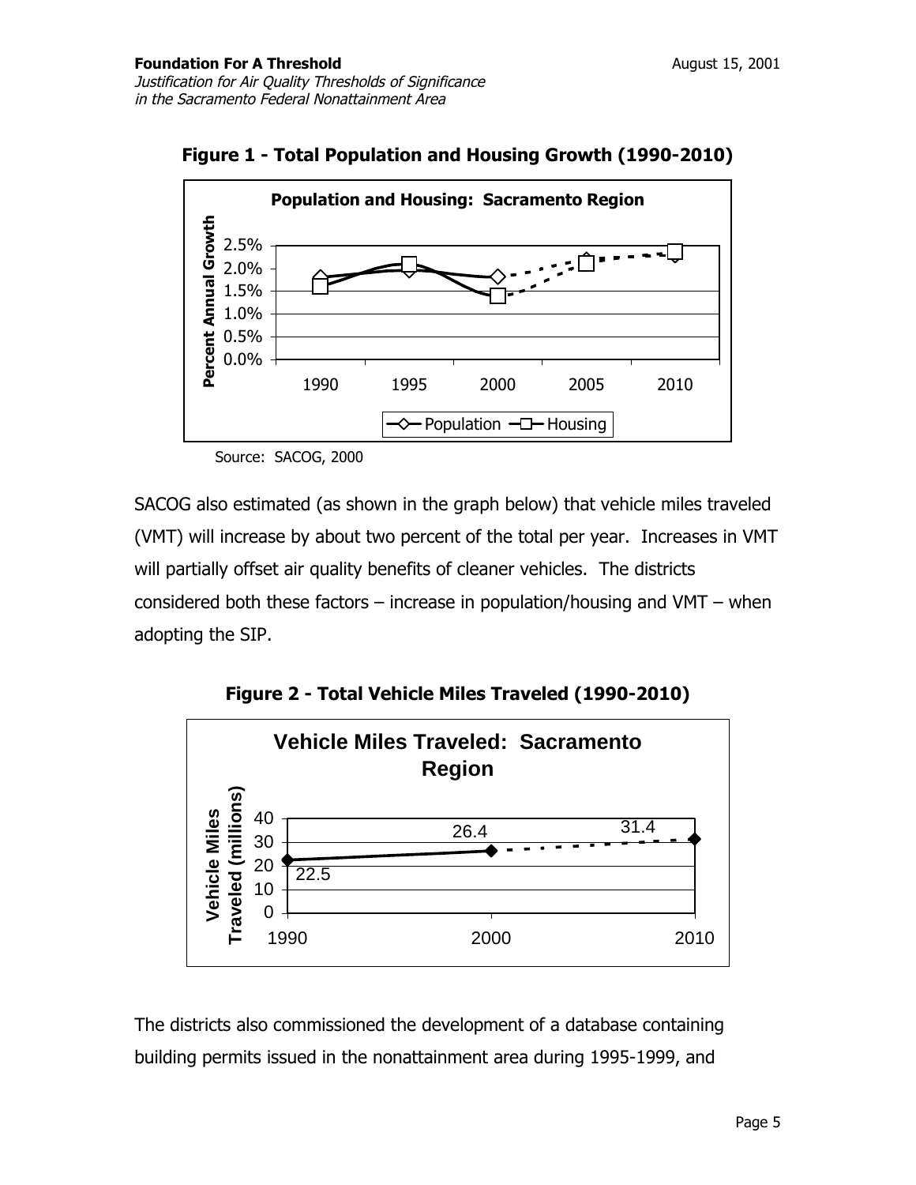**Figure 1 - Total Population and Housing Growth (1990-2010)**

Source: SACOG, 2000

SACOG also estimated (as shown in the graph below) that vehicle miles traveled (VMT) will increase by about two percent of the total per year. Increases in VMT will partially offset air quality benefits of cleaner vehicles. The districts considered both these factors – increase in population/housing and VMT – when adopting the SIP.

**Figure 2 - Total Vehicle Miles Traveled (1990-2010)**

The districts also commissioned the development of a database containing building permits issued in the nonattainment area during 1995-1999, and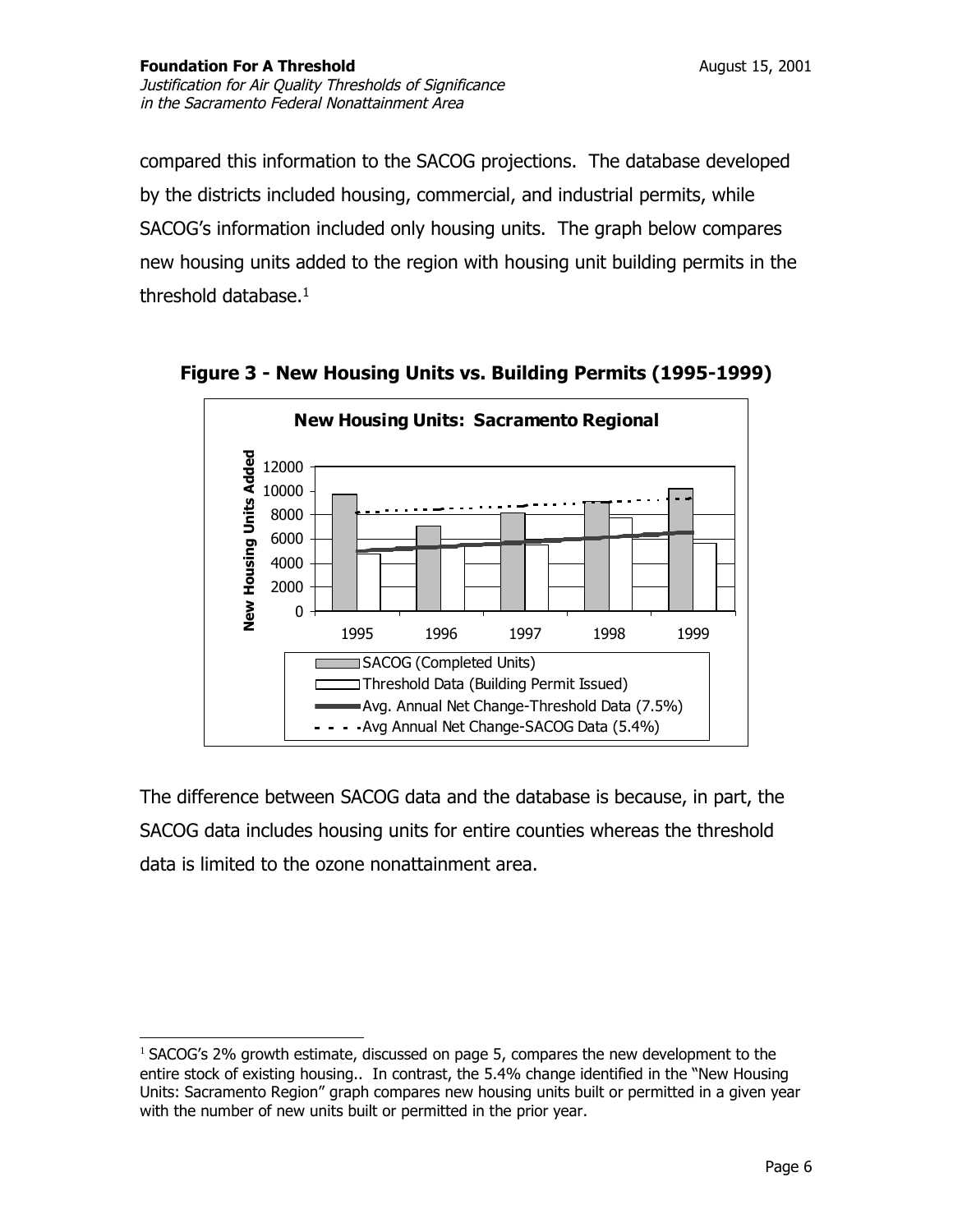compared this information to the SACOG projections. The database developed by the districts included housing, commercial, and industrial permits, while SACOG's information included only housing units. The graph below compares new housing units added to the region with housing unit building permits in the threshold database.[1]

**Figure 3 - New Housing Units vs. Building Permits (1995-1999)**

The difference between SACOG data and the database is because, in part, the SACOG data includes housing units for entire counties whereas the threshold data is limited to the ozone nonattainment area.

---

[1] SACOG's 2% growth estimate, discussed on page 5, compares the new development to the entire stock of existing housing.. In contrast, the 5.4% change identified in the "New Housing Units: Sacramento Region" graph compares new housing units built or permitted in a given year with the number of new units built or permitted in the prior year.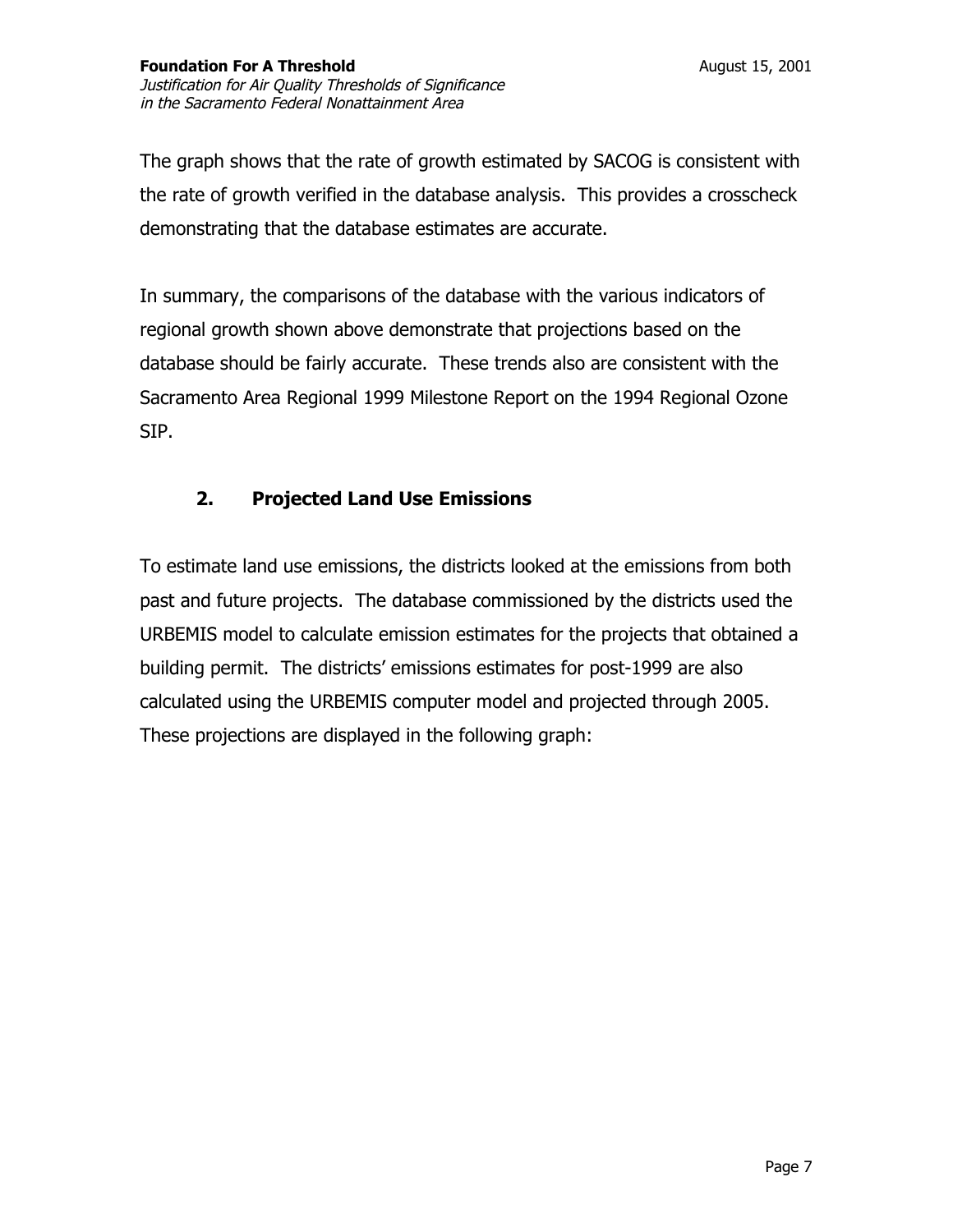The graph shows that the rate of growth estimated by SACOG is consistent with the rate of growth verified in the database analysis. This provides a crosscheck demonstrating that the database estimates are accurate.

In summary, the comparisons of the database with the various indicators of regional growth shown above demonstrate that projections based on the database should be fairly accurate. These trends also are consistent with the Sacramento Area Regional 1999 Milestone Report on the 1994 Regional Ozone SIP.

### 2. Projected Land Use Emissions

To estimate land use emissions, the districts looked at the emissions from both past and future projects. The database commissioned by the districts used the URBEMIS model to calculate emission estimates for the projects that obtained a building permit. The districts' emissions estimates for post-1999 are also calculated using the URBEMIS computer model and projected through 2005. These projections are displayed in the following graph: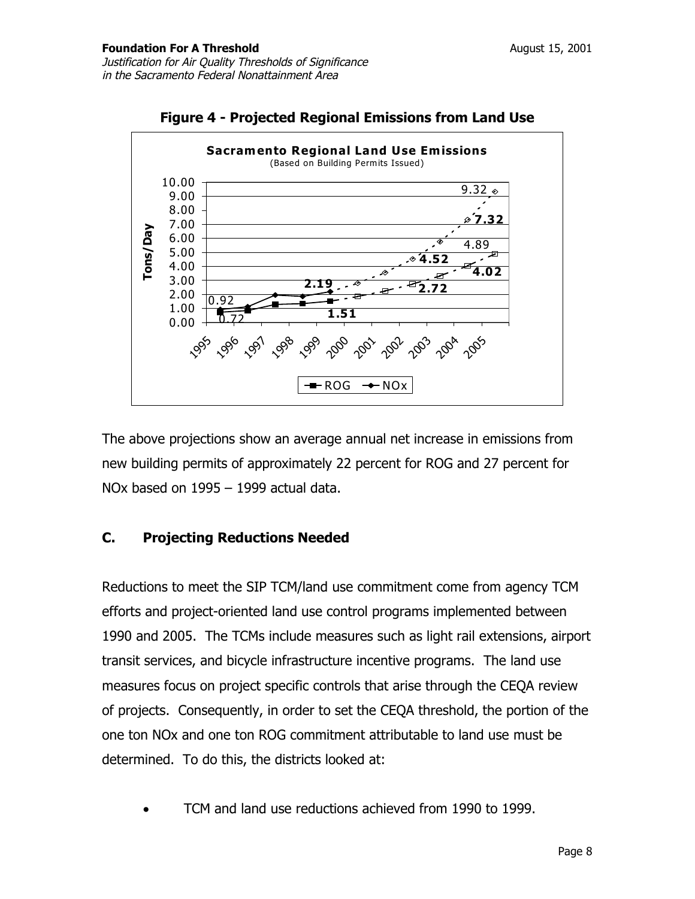**Figure 4 - Projected Regional Emissions from Land Use**

The above projections show an average annual net increase in emissions from new building permits of approximately 22 percent for ROG and 27 percent for NOx based on 1995 – 1999 actual data.

## C. Projecting Reductions Needed

Reductions to meet the SIP TCM/land use commitment come from agency TCM efforts and project-oriented land use control programs implemented between 1990 and 2005. The TCMs include measures such as light rail extensions, airport transit services, and bicycle infrastructure incentive programs. The land use measures focus on project specific controls that arise through the CEQA review of projects. Consequently, in order to set the CEQA threshold, the portion of the one ton NOx and one ton ROG commitment attributable to land use must be determined. To do this, the districts looked at:

- TCM and land use reductions achieved from 1990 to 1999.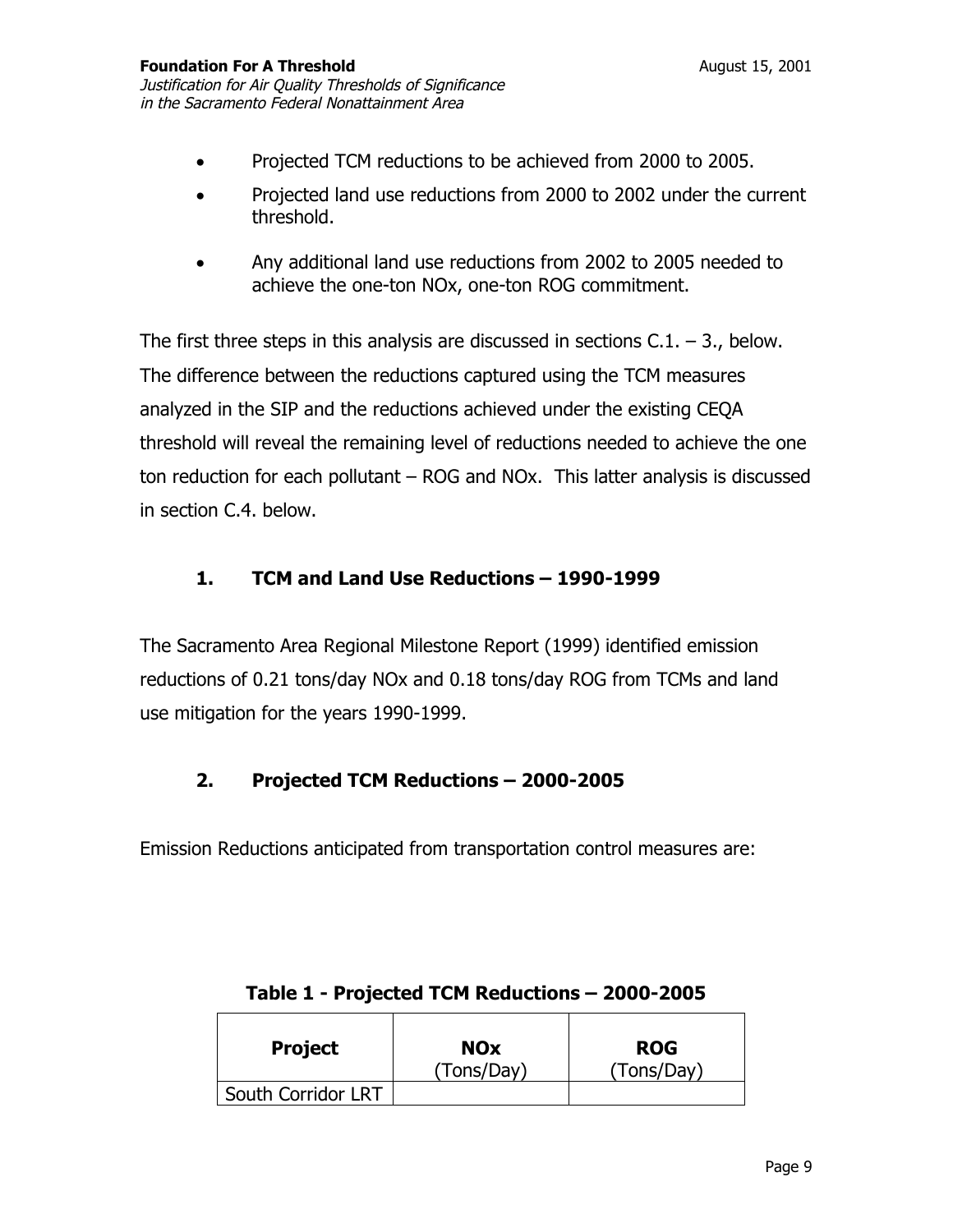- Projected TCM reductions to be achieved from 2000 to 2005.
- Projected land use reductions from 2000 to 2002 under the current threshold.
- Any additional land use reductions from 2002 to 2005 needed to achieve the one-ton NOx, one-ton ROG commitment.

The first three steps in this analysis are discussed in sections C.1. – 3., below. The difference between the reductions captured using the TCM measures analyzed in the SIP and the reductions achieved under the existing CEQA threshold will reveal the remaining level of reductions needed to achieve the one ton reduction for each pollutant – ROG and NOx. This latter analysis is discussed in section C.4. below.

### 1. TCM and Land Use Reductions – 1990-1999

The Sacramento Area Regional Milestone Report (1999) identified emission reductions of 0.21 tons/day NOx and 0.18 tons/day ROG from TCMs and land use mitigation for the years 1990-1999.

### 2. Projected TCM Reductions – 2000-2005

Emission Reductions anticipated from transportation control measures are:

**Table 1 - Projected TCM Reductions – 2000-2005**

| Project | NOx (Tons/Day) | ROG (Tons/Day) |
|---|---|---|
| South Corridor LRT | | |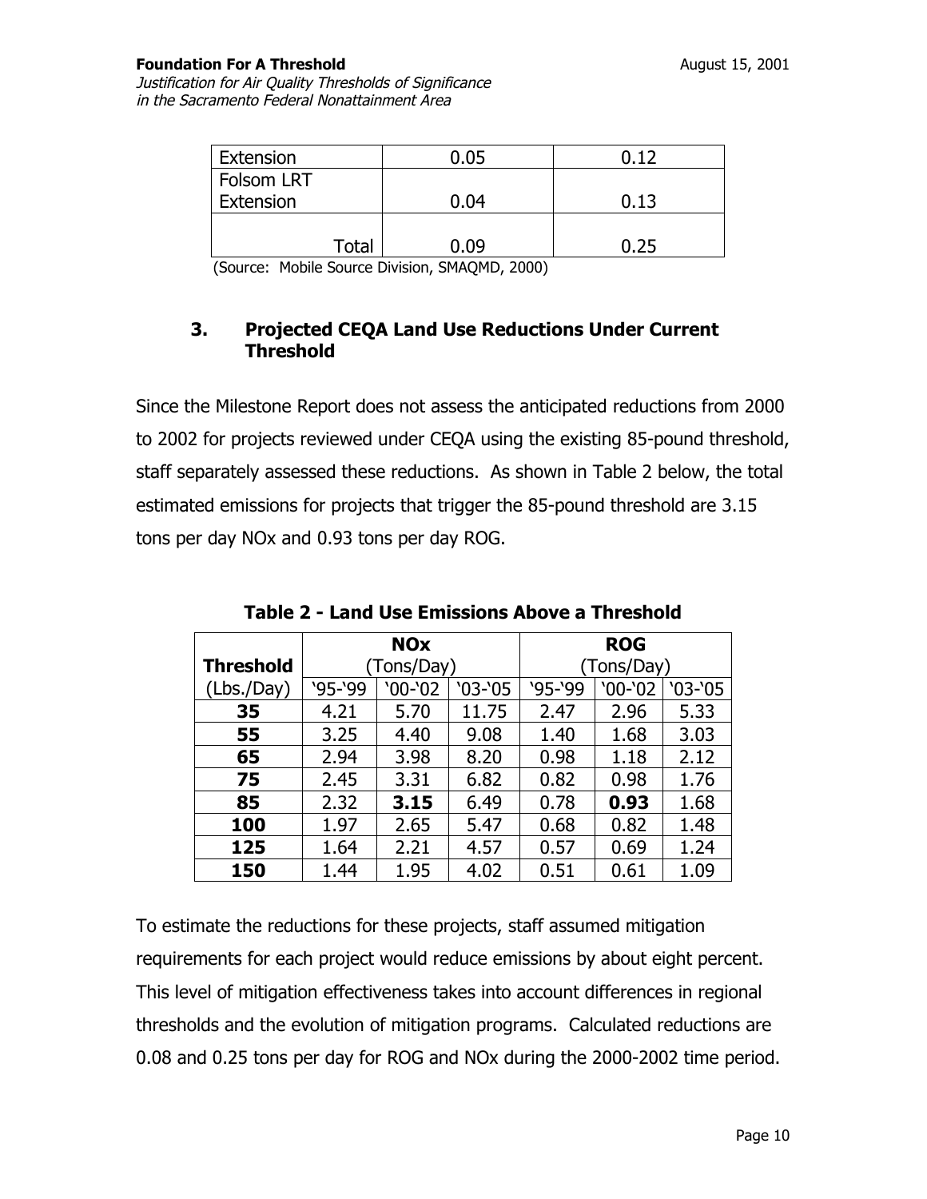| Extension | 0.05 | 0.12 |
|---|---|---|
| Folsom LRT Extension | 0.04 | 0.13 |
| Total | 0.09 | 0.25 |

(Source: Mobile Source Division, SMAQMD, 2000)

### 3. Projected CEQA Land Use Reductions Under Current Threshold

Since the Milestone Report does not assess the anticipated reductions from 2000 to 2002 for projects reviewed under CEQA using the existing 85-pound threshold, staff separately assessed these reductions. As shown in Table 2 below, the total estimated emissions for projects that trigger the 85-pound threshold are 3.15 tons per day NOx and 0.93 tons per day ROG.

**Table 2 - Land Use Emissions Above a Threshold**

| **Threshold** | **NOx** (Tons/Day) | | | **ROG** (Tons/Day) | | |
|---|---|---|---|---|---|---|
| (Lbs./Day) | '95-'99 | '00-'02 | '03-'05 | '95-'99 | '00-'02 | '03-'05 |
| **35** | 4.21 | 5.70 | 11.75 | 2.47 | 2.96 | 5.33 |
| **55** | 3.25 | 4.40 | 9.08 | 1.40 | 1.68 | 3.03 |
| **65** | 2.94 | 3.98 | 8.20 | 0.98 | 1.18 | 2.12 |
| **75** | 2.45 | 3.31 | 6.82 | 0.82 | 0.98 | 1.76 |
| **85** | 2.32 | **3.15** | 6.49 | 0.78 | **0.93** | 1.68 |
| **100** | 1.97 | 2.65 | 5.47 | 0.68 | 0.82 | 1.48 |
| **125** | 1.64 | 2.21 | 4.57 | 0.57 | 0.69 | 1.24 |
| **150** | 1.44 | 1.95 | 4.02 | 0.51 | 0.61 | 1.09 |

To estimate the reductions for these projects, staff assumed mitigation requirements for each project would reduce emissions by about eight percent. This level of mitigation effectiveness takes into account differences in regional thresholds and the evolution of mitigation programs. Calculated reductions are 0.08 and 0.25 tons per day for ROG and NOx during the 2000-2002 time period.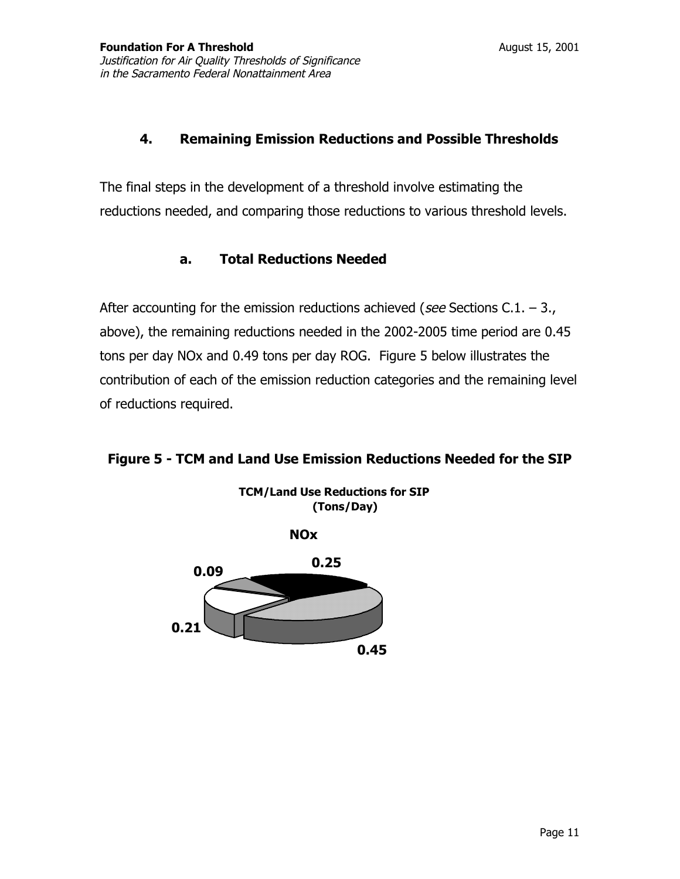## 4. Remaining Emission Reductions and Possible Thresholds

The final steps in the development of a threshold involve estimating the reductions needed, and comparing those reductions to various threshold levels.

### a. Total Reductions Needed

After accounting for the emission reductions achieved (*see* Sections C.1. – 3., above), the remaining reductions needed in the 2002-2005 time period are 0.45 tons per day NOx and 0.49 tons per day ROG. Figure 5 below illustrates the contribution of each of the emission reduction categories and the remaining level of reductions required.

**Figure 5 - TCM and Land Use Emission Reductions Needed for the SIP**

**TCM/Land Use Reductions for SIP (Tons/Day)**

**NOx**

**0.25**

**0.09**

**0.21**

**0.45**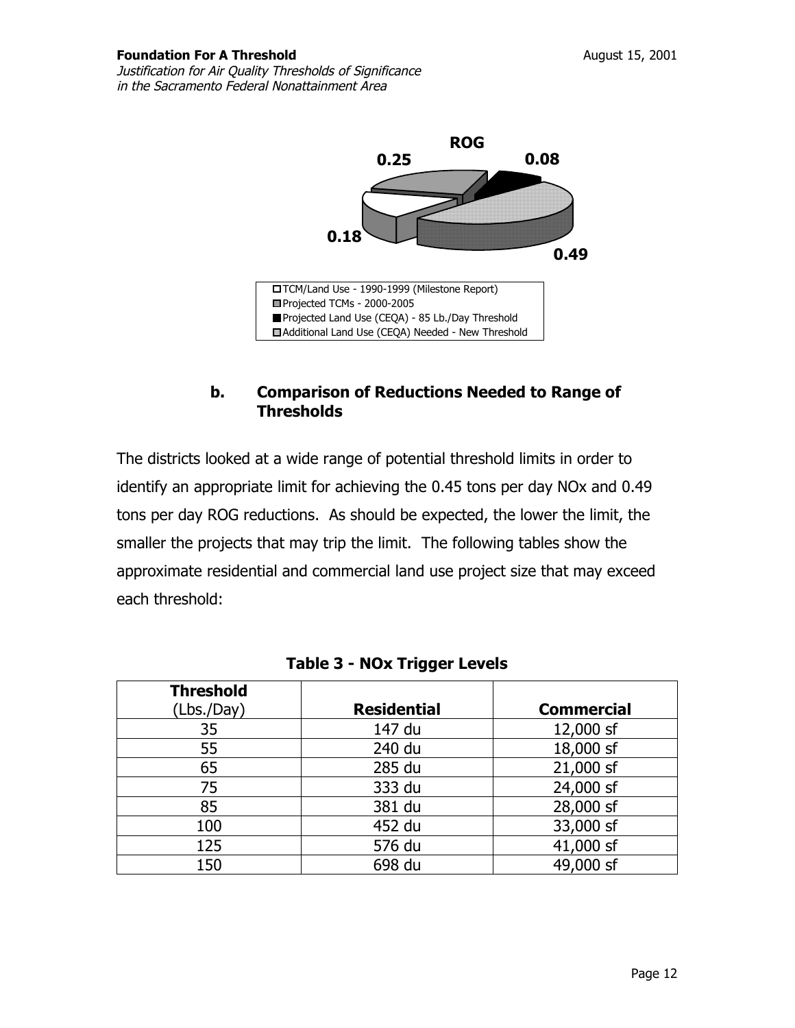ROG

0.25

0.08

0.18

0.49

- TCM/Land Use - 1990-1999 (Milestone Report)
- Projected TCMs - 2000-2005
- Projected Land Use (CEQA) - 85 Lb./Day Threshold
- Additional Land Use (CEQA) Needed - New Threshold

### b. Comparison of Reductions Needed to Range of Thresholds

The districts looked at a wide range of potential threshold limits in order to identify an appropriate limit for achieving the 0.45 tons per day NOx and 0.49 tons per day ROG reductions. As should be expected, the lower the limit, the smaller the projects that may trip the limit. The following tables show the approximate residential and commercial land use project size that may exceed each threshold:

**Table 3 - NOx Trigger Levels**

| **Threshold** (Lbs./Day) | **Residential** | **Commercial** |
|---|---|---|
| 35 | 147 du | 12,000 sf |
| 55 | 240 du | 18,000 sf |
| 65 | 285 du | 21,000 sf |
| 75 | 333 du | 24,000 sf |
| 85 | 381 du | 28,000 sf |
| 100 | 452 du | 33,000 sf |
| 125 | 576 du | 41,000 sf |
| 150 | 698 du | 49,000 sf |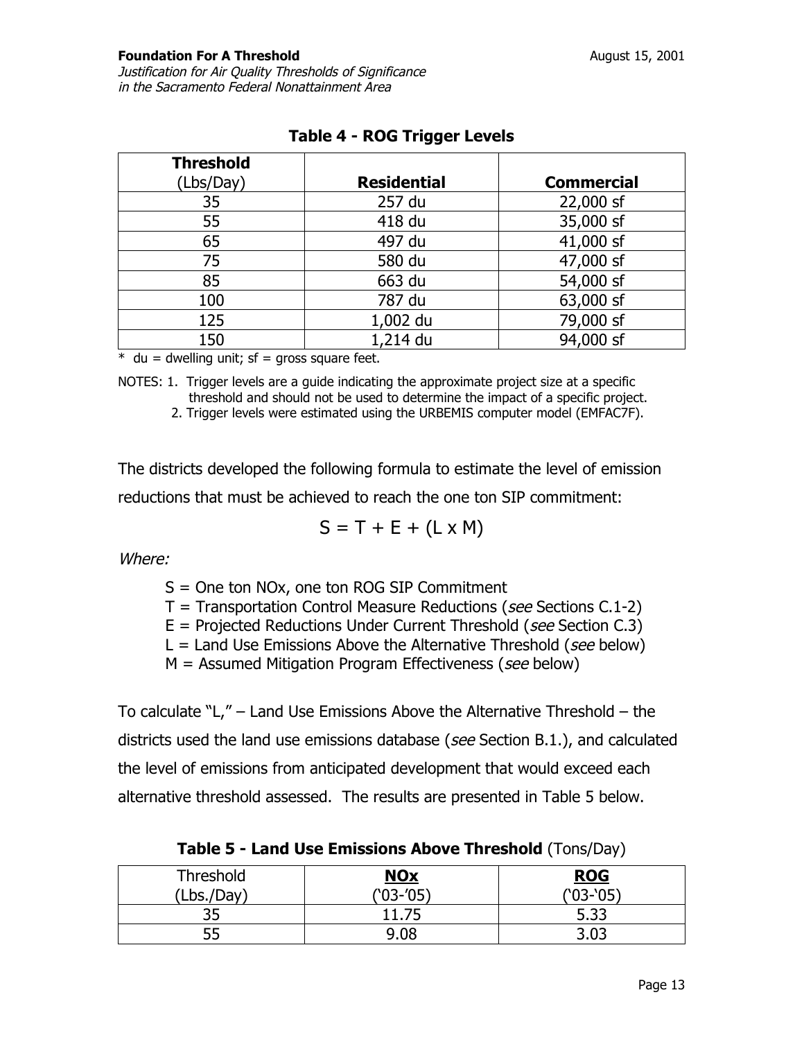**Table 4 - ROG Trigger Levels**

| **Threshold** (Lbs/Day) | **Residential** | **Commercial** |
|---|---|---|
| 35 | 257 du | 22,000 sf |
| 55 | 418 du | 35,000 sf |
| 65 | 497 du | 41,000 sf |
| 75 | 580 du | 47,000 sf |
| 85 | 663 du | 54,000 sf |
| 100 | 787 du | 63,000 sf |
| 125 | 1,002 du | 79,000 sf |
| 150 | 1,214 du | 94,000 sf |

\* du = dwelling unit; sf = gross square feet.

NOTES: 1. Trigger levels are a guide indicating the approximate project size at a specific threshold and should not be used to determine the impact of a specific project.
2. Trigger levels were estimated using the URBEMIS computer model (EMFAC7F).

The districts developed the following formula to estimate the level of emission reductions that must be achieved to reach the one ton SIP commitment:

$$S = T + E + (L \times M)$$

*Where:*

S = One ton NOx, one ton ROG SIP Commitment
T = Transportation Control Measure Reductions (*see* Sections C.1-2)
E = Projected Reductions Under Current Threshold (*see* Section C.3)
L = Land Use Emissions Above the Alternative Threshold (*see* below)
M = Assumed Mitigation Program Effectiveness (*see* below)

To calculate "L," – Land Use Emissions Above the Alternative Threshold – the districts used the land use emissions database (*see* Section B.1.), and calculated the level of emissions from anticipated development that would exceed each alternative threshold assessed. The results are presented in Table 5 below.

**Table 5 - Land Use Emissions Above Threshold** (Tons/Day)

| Threshold (Lbs./Day) | **NOx** ('03-'05) | **ROG** ('03-'05) |
|---|---|---|
| 35 | 11.75 | 5.33 |
| 55 | 9.08 | 3.03 |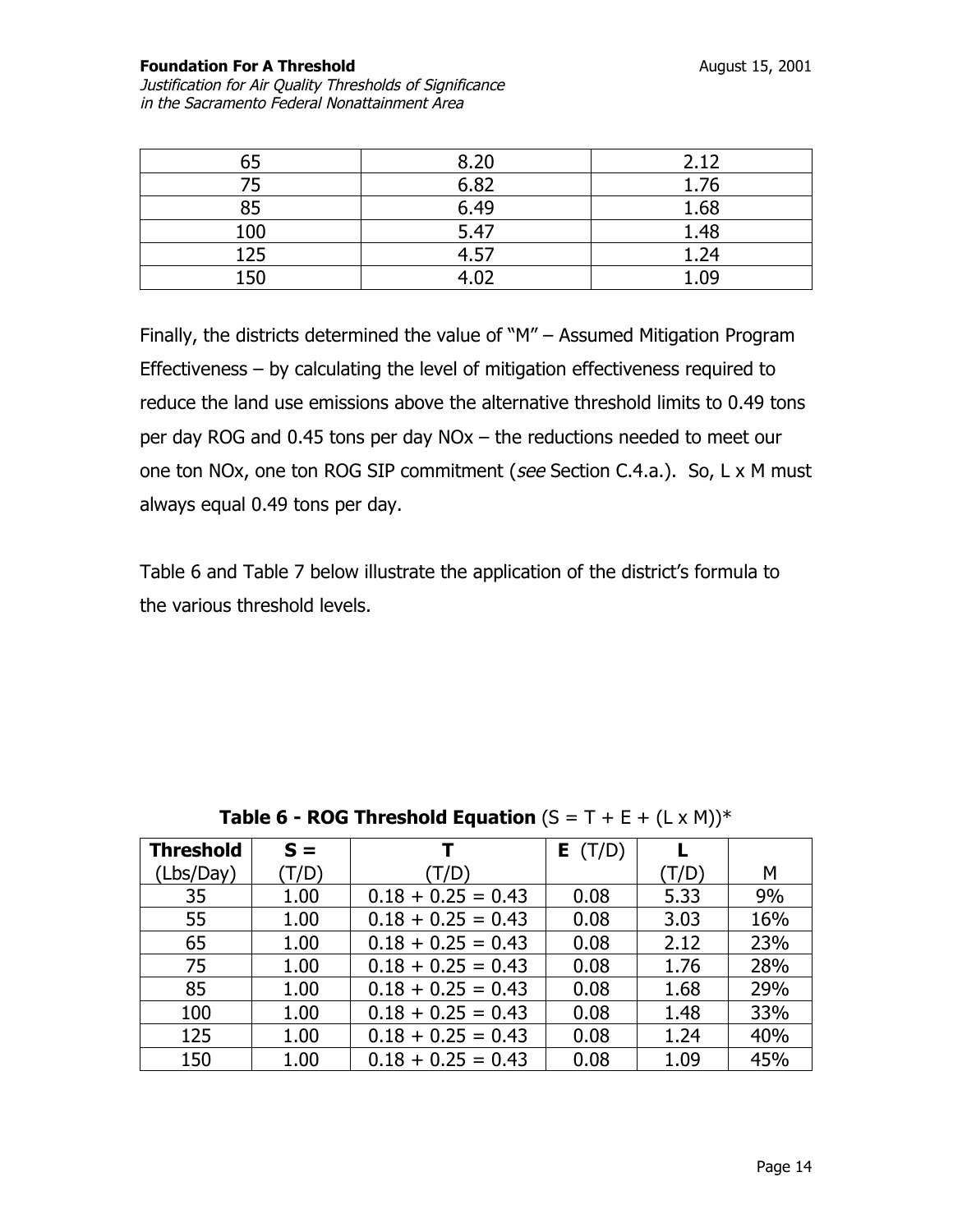| 65 | 8.20 | 2.12 |
|---|---|---|
| 75 | 6.82 | 1.76 |
| 85 | 6.49 | 1.68 |
| 100 | 5.47 | 1.48 |
| 125 | 4.57 | 1.24 |
| 150 | 4.02 | 1.09 |

Finally, the districts determined the value of "M" – Assumed Mitigation Program Effectiveness – by calculating the level of mitigation effectiveness required to reduce the land use emissions above the alternative threshold limits to 0.49 tons per day ROG and 0.45 tons per day NOx – the reductions needed to meet our one ton NOx, one ton ROG SIP commitment (*see* Section C.4.a.). So, L x M must always equal 0.49 tons per day.

Table 6 and Table 7 below illustrate the application of the district's formula to the various threshold levels.

**Table 6 - ROG Threshold Equation** (S = T + E + (L x M))*

| **Threshold** (Lbs/Day) | **S =** (T/D) | **T** (T/D) | **E** (T/D) | **L** (T/D) | M |
|---|---|---|---|---|---|
| 35 | 1.00 | 0.18 + 0.25 = 0.43 | 0.08 | 5.33 | 9% |
| 55 | 1.00 | 0.18 + 0.25 = 0.43 | 0.08 | 3.03 | 16% |
| 65 | 1.00 | 0.18 + 0.25 = 0.43 | 0.08 | 2.12 | 23% |
| 75 | 1.00 | 0.18 + 0.25 = 0.43 | 0.08 | 1.76 | 28% |
| 85 | 1.00 | 0.18 + 0.25 = 0.43 | 0.08 | 1.68 | 29% |
| 100 | 1.00 | 0.18 + 0.25 = 0.43 | 0.08 | 1.48 | 33% |
| 125 | 1.00 | 0.18 + 0.25 = 0.43 | 0.08 | 1.24 | 40% |
| 150 | 1.00 | 0.18 + 0.25 = 0.43 | 0.08 | 1.09 | 45% |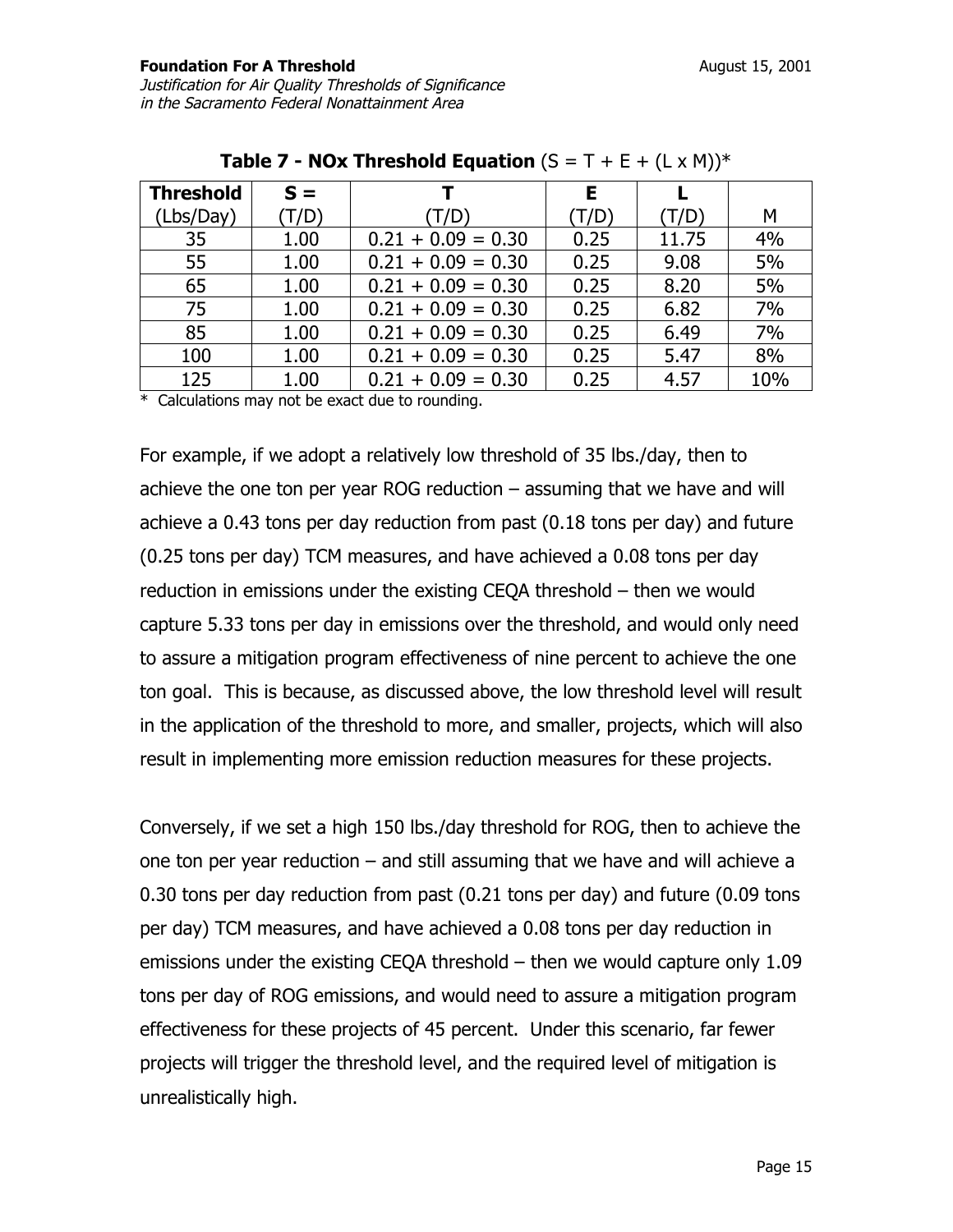**Table 7 - NOx Threshold Equation** $(S = T + E + (L \times M))$*

| Threshold (Lbs/Day) | S = (T/D) | T (T/D) | E (T/D) | L (T/D) | M |
|---|---|---|---|---|---|
| 35 | 1.00 | 0.21 + 0.09 = 0.30 | 0.25 | 11.75 | 4% |
| 55 | 1.00 | 0.21 + 0.09 = 0.30 | 0.25 | 9.08 | 5% |
| 65 | 1.00 | 0.21 + 0.09 = 0.30 | 0.25 | 8.20 | 5% |
| 75 | 1.00 | 0.21 + 0.09 = 0.30 | 0.25 | 6.82 | 7% |
| 85 | 1.00 | 0.21 + 0.09 = 0.30 | 0.25 | 6.49 | 7% |
| 100 | 1.00 | 0.21 + 0.09 = 0.30 | 0.25 | 5.47 | 8% |
| 125 | 1.00 | 0.21 + 0.09 = 0.30 | 0.25 | 4.57 | 10% |

* Calculations may not be exact due to rounding.

For example, if we adopt a relatively low threshold of 35 lbs./day, then to achieve the one ton per year ROG reduction – assuming that we have and will achieve a 0.43 tons per day reduction from past (0.18 tons per day) and future (0.25 tons per day) TCM measures, and have achieved a 0.08 tons per day reduction in emissions under the existing CEQA threshold – then we would capture 5.33 tons per day in emissions over the threshold, and would only need to assure a mitigation program effectiveness of nine percent to achieve the one ton goal. This is because, as discussed above, the low threshold level will result in the application of the threshold to more, and smaller, projects, which will also result in implementing more emission reduction measures for these projects.

Conversely, if we set a high 150 lbs./day threshold for ROG, then to achieve the one ton per year reduction – and still assuming that we have and will achieve a 0.30 tons per day reduction from past (0.21 tons per day) and future (0.09 tons per day) TCM measures, and have achieved a 0.08 tons per day reduction in emissions under the existing CEQA threshold – then we would capture only 1.09 tons per day of ROG emissions, and would need to assure a mitigation program effectiveness for these projects of 45 percent. Under this scenario, far fewer projects will trigger the threshold level, and the required level of mitigation is unrealistically high.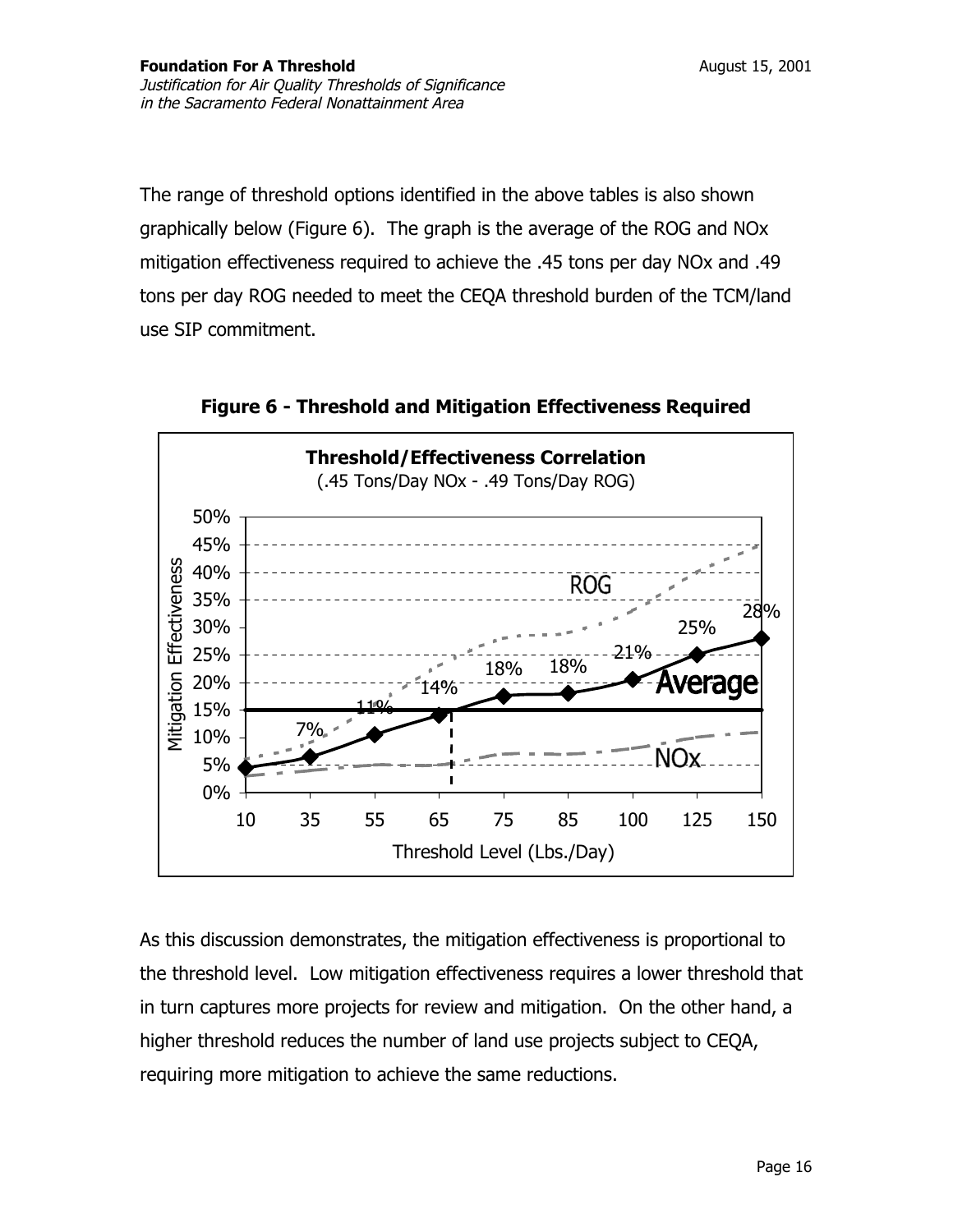The range of threshold options identified in the above tables is also shown graphically below (Figure 6). The graph is the average of the ROG and NOx mitigation effectiveness required to achieve the .45 tons per day NOx and .49 tons per day ROG needed to meet the CEQA threshold burden of the TCM/land use SIP commitment.

**Figure 6 - Threshold and Mitigation Effectiveness Required**

As this discussion demonstrates, the mitigation effectiveness is proportional to the threshold level. Low mitigation effectiveness requires a lower threshold that in turn captures more projects for review and mitigation. On the other hand, a higher threshold reduces the number of land use projects subject to CEQA, requiring more mitigation to achieve the same reductions.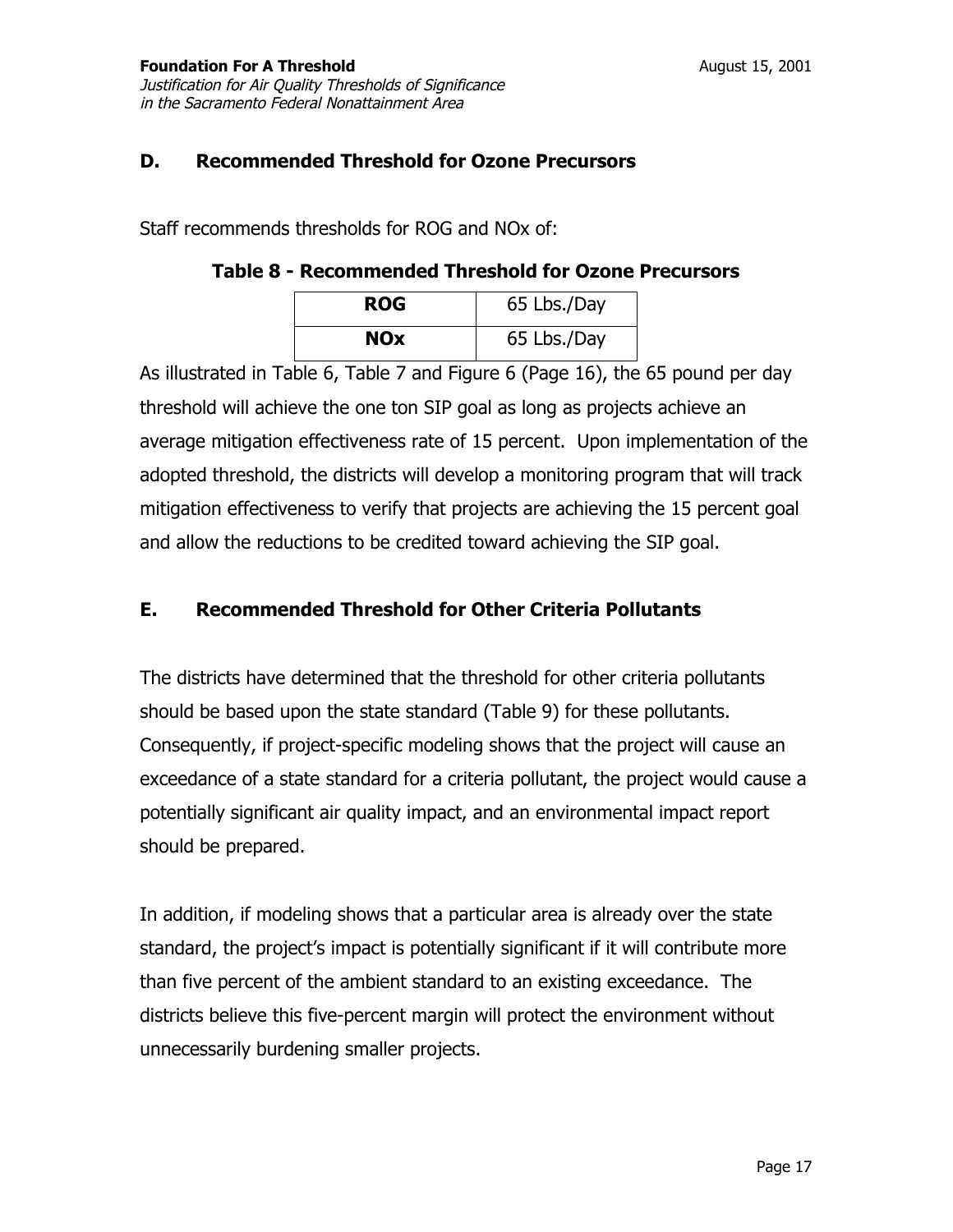## D. Recommended Threshold for Ozone Precursors

Staff recommends thresholds for ROG and NOx of:

**Table 8 - Recommended Threshold for Ozone Precursors**

| | |
|---|---|
| **ROG** | 65 Lbs./Day |
| **NOx** | 65 Lbs./Day |

As illustrated in Table 6, Table 7 and Figure 6 (Page 16), the 65 pound per day threshold will achieve the one ton SIP goal as long as projects achieve an average mitigation effectiveness rate of 15 percent. Upon implementation of the adopted threshold, the districts will develop a monitoring program that will track mitigation effectiveness to verify that projects are achieving the 15 percent goal and allow the reductions to be credited toward achieving the SIP goal.

## E. Recommended Threshold for Other Criteria Pollutants

The districts have determined that the threshold for other criteria pollutants should be based upon the state standard (Table 9) for these pollutants. Consequently, if project-specific modeling shows that the project will cause an exceedance of a state standard for a criteria pollutant, the project would cause a potentially significant air quality impact, and an environmental impact report should be prepared.

In addition, if modeling shows that a particular area is already over the state standard, the project's impact is potentially significant if it will contribute more than five percent of the ambient standard to an existing exceedance. The districts believe this five-percent margin will protect the environment without unnecessarily burdening smaller projects.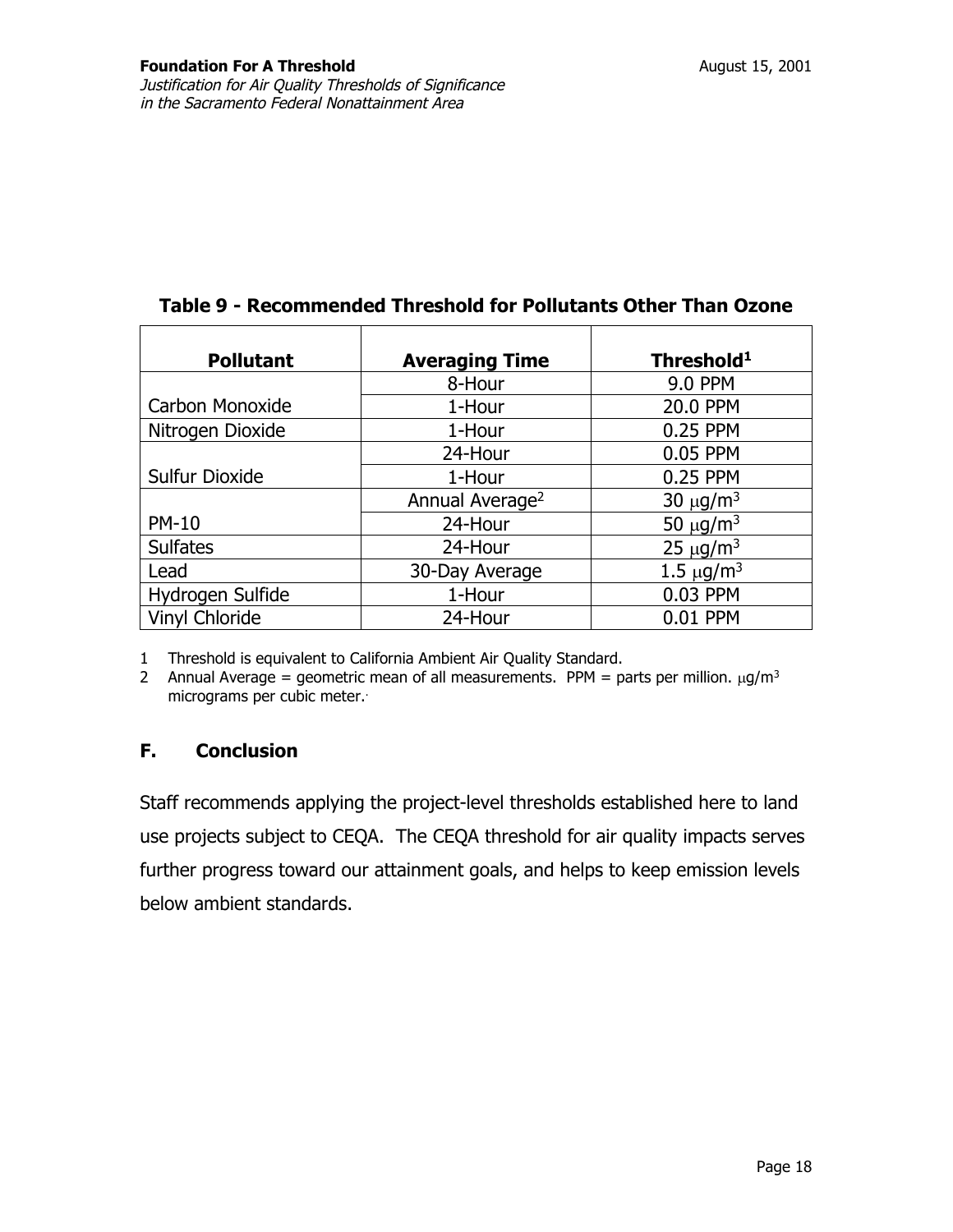**Table 9 - Recommended Threshold for Pollutants Other Than Ozone**

| Pollutant | Averaging Time | Threshold[1] |
|---|---|---|
| Carbon Monoxide | 8-Hour | 9.0 PPM |
| | 1-Hour | 20.0 PPM |
| Nitrogen Dioxide | 1-Hour | 0.25 PPM |
| Sulfur Dioxide | 24-Hour | 0.05 PPM |
| | 1-Hour | 0.25 PPM |
| PM-10 | Annual Average[2] | 30 $\mu g/m^3$ |
| | 24-Hour | 50 $\mu g/m^3$ |
| Sulfates | 24-Hour | 25 $\mu g/m^3$ |
| Lead | 30-Day Average | 1.5 $\mu g/m^3$ |
| Hydrogen Sulfide | 1-Hour | 0.03 PPM |
| Vinyl Chloride | 24-Hour | 0.01 PPM |

1 Threshold is equivalent to California Ambient Air Quality Standard.
2 Annual Average = geometric mean of all measurements. PPM = parts per million. $\mu g/m^3$ micrograms per cubic meter.

## F. Conclusion

Staff recommends applying the project-level thresholds established here to land use projects subject to CEQA. The CEQA threshold for air quality impacts serves further progress toward our attainment goals, and helps to keep emission levels below ambient standards.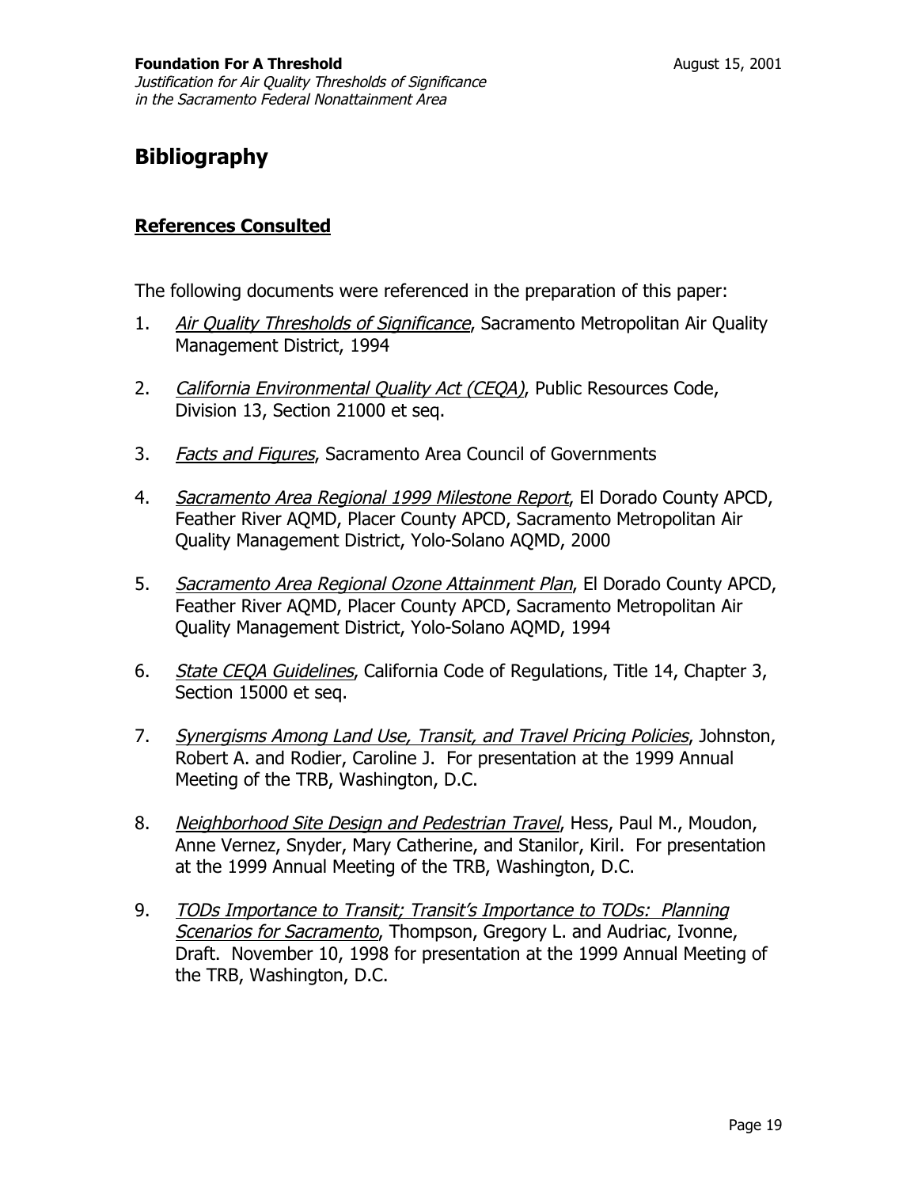# Bibliography

## References Consulted

The following documents were referenced in the preparation of this paper:

1. *Air Quality Thresholds of Significance*, Sacramento Metropolitan Air Quality Management District, 1994

2. *California Environmental Quality Act (CEQA)*, Public Resources Code, Division 13, Section 21000 et seq.

3. *Facts and Figures*, Sacramento Area Council of Governments

4. *Sacramento Area Regional 1999 Milestone Report*, El Dorado County APCD, Feather River AQMD, Placer County APCD, Sacramento Metropolitan Air Quality Management District, Yolo-Solano AQMD, 2000

5. *Sacramento Area Regional Ozone Attainment Plan*, El Dorado County APCD, Feather River AQMD, Placer County APCD, Sacramento Metropolitan Air Quality Management District, Yolo-Solano AQMD, 1994

6. *State CEQA Guidelines*, California Code of Regulations, Title 14, Chapter 3, Section 15000 et seq.

7. *Synergisms Among Land Use, Transit, and Travel Pricing Policies*, Johnston, Robert A. and Rodier, Caroline J. For presentation at the 1999 Annual Meeting of the TRB, Washington, D.C.

8. *Neighborhood Site Design and Pedestrian Travel*, Hess, Paul M., Moudon, Anne Vernez, Snyder, Mary Catherine, and Stanilor, Kiril. For presentation at the 1999 Annual Meeting of the TRB, Washington, D.C.

9. *TODs Importance to Transit; Transit's Importance to TODs: Planning Scenarios for Sacramento*, Thompson, Gregory L. and Audriac, Ivonne, Draft. November 10, 1998 for presentation at the 1999 Annual Meeting of the TRB, Washington, D.C.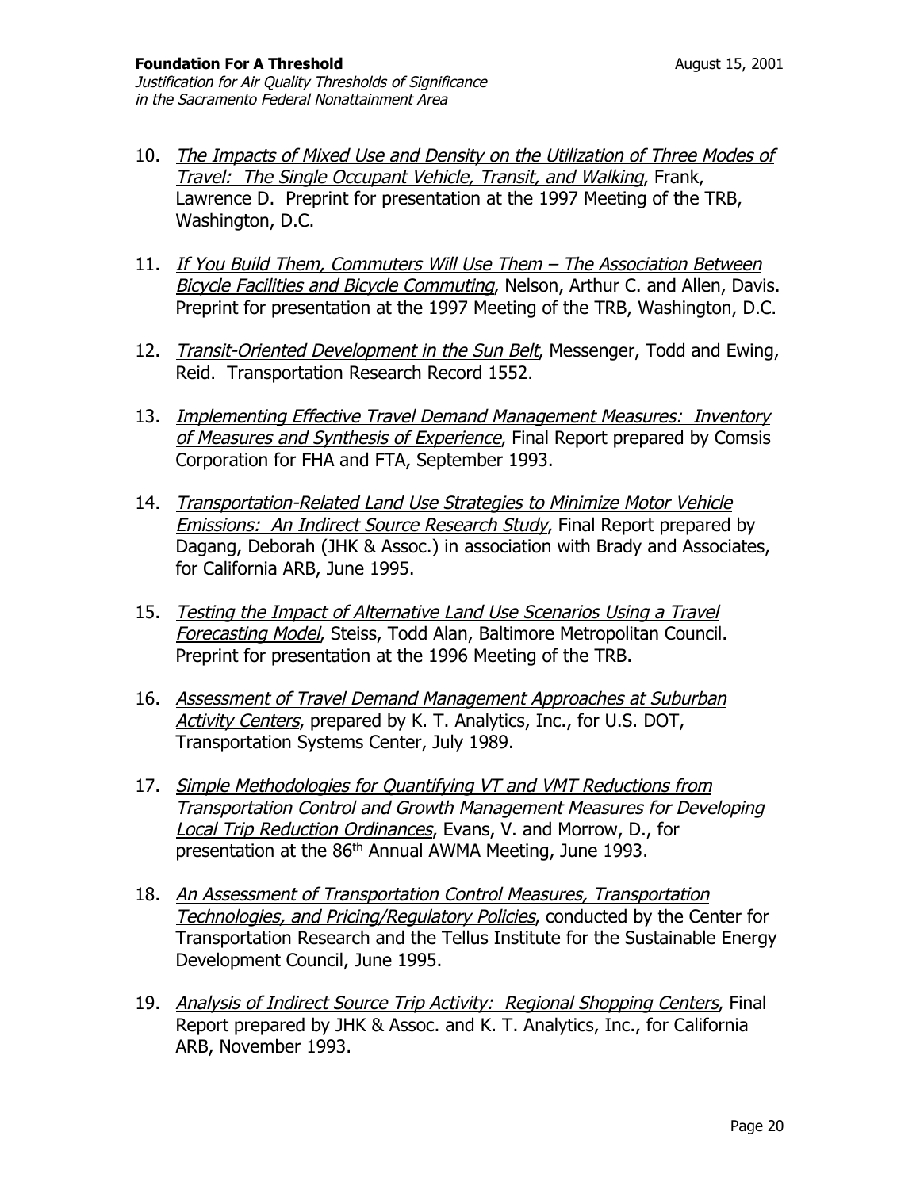10. *The Impacts of Mixed Use and Density on the Utilization of Three Modes of Travel: The Single Occupant Vehicle, Transit, and Walking*, Frank, Lawrence D. Preprint for presentation at the 1997 Meeting of the TRB, Washington, D.C.

11. *If You Build Them, Commuters Will Use Them – The Association Between Bicycle Facilities and Bicycle Commuting*, Nelson, Arthur C. and Allen, Davis. Preprint for presentation at the 1997 Meeting of the TRB, Washington, D.C.

12. *Transit-Oriented Development in the Sun Belt*, Messenger, Todd and Ewing, Reid. Transportation Research Record 1552.

13. *Implementing Effective Travel Demand Management Measures: Inventory of Measures and Synthesis of Experience*, Final Report prepared by Comsis Corporation for FHA and FTA, September 1993.

14. *Transportation-Related Land Use Strategies to Minimize Motor Vehicle Emissions: An Indirect Source Research Study*, Final Report prepared by Dagang, Deborah (JHK & Assoc.) in association with Brady and Associates, for California ARB, June 1995.

15. *Testing the Impact of Alternative Land Use Scenarios Using a Travel Forecasting Model*, Steiss, Todd Alan, Baltimore Metropolitan Council. Preprint for presentation at the 1996 Meeting of the TRB.

16. *Assessment of Travel Demand Management Approaches at Suburban Activity Centers*, prepared by K. T. Analytics, Inc., for U.S. DOT, Transportation Systems Center, July 1989.

17. *Simple Methodologies for Quantifying VT and VMT Reductions from Transportation Control and Growth Management Measures for Developing Local Trip Reduction Ordinances*, Evans, V. and Morrow, D., for presentation at the 86th Annual AWMA Meeting, June 1993.

18. *An Assessment of Transportation Control Measures, Transportation Technologies, and Pricing/Regulatory Policies*, conducted by the Center for Transportation Research and the Tellus Institute for the Sustainable Energy Development Council, June 1995.

19. *Analysis of Indirect Source Trip Activity: Regional Shopping Centers*, Final Report prepared by JHK & Assoc. and K. T. Analytics, Inc., for California ARB, November 1993.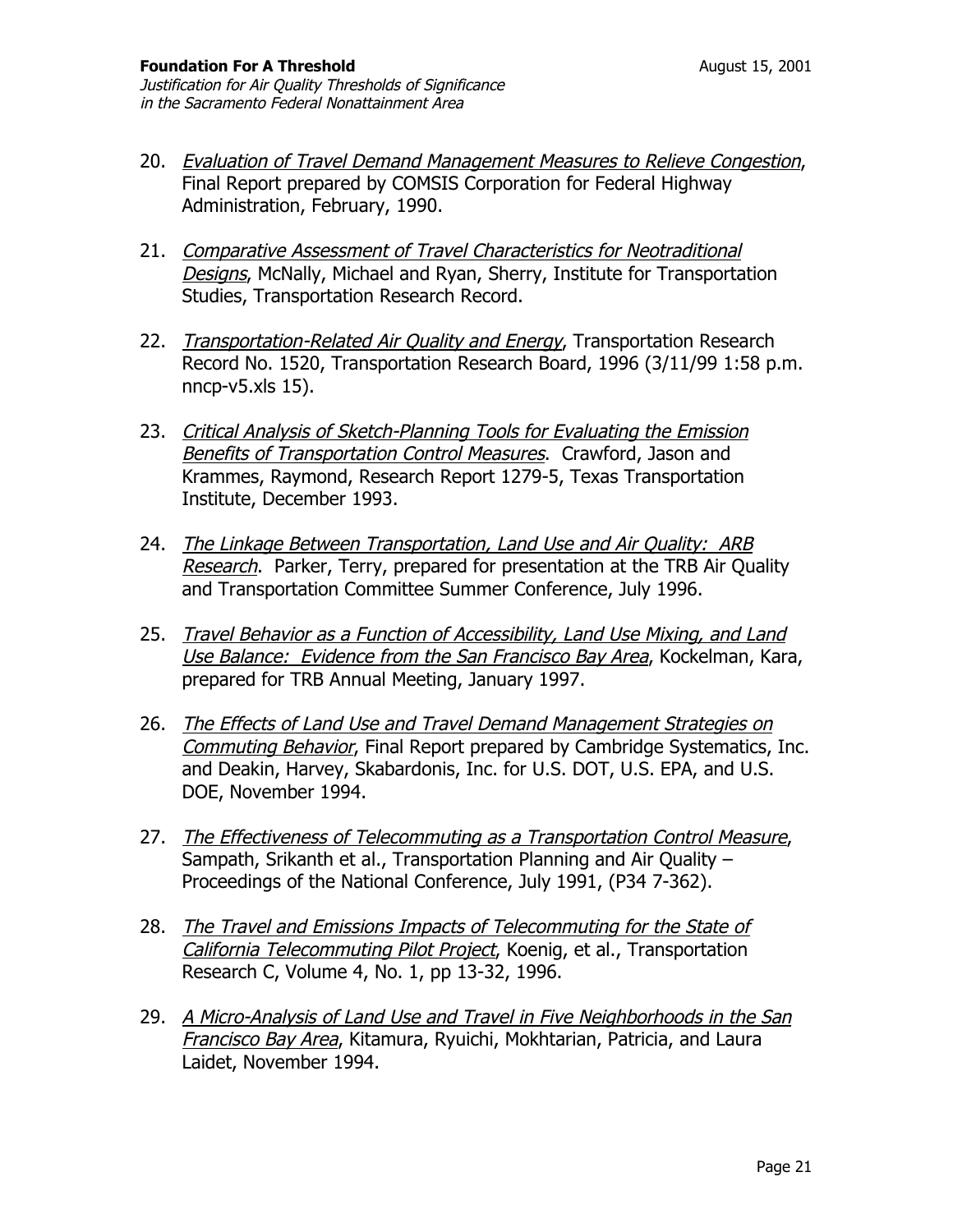20. *Evaluation of Travel Demand Management Measures to Relieve Congestion*, Final Report prepared by COMSIS Corporation for Federal Highway Administration, February, 1990.

21. *Comparative Assessment of Travel Characteristics for Neotraditional Designs*, McNally, Michael and Ryan, Sherry, Institute for Transportation Studies, Transportation Research Record.

22. *Transportation-Related Air Quality and Energy*, Transportation Research Record No. 1520, Transportation Research Board, 1996 (3/11/99 1:58 p.m. nncp-v5.xls 15).

23. *Critical Analysis of Sketch-Planning Tools for Evaluating the Emission Benefits of Transportation Control Measures*. Crawford, Jason and Krammes, Raymond, Research Report 1279-5, Texas Transportation Institute, December 1993.

24. *The Linkage Between Transportation, Land Use and Air Quality: ARB Research*. Parker, Terry, prepared for presentation at the TRB Air Quality and Transportation Committee Summer Conference, July 1996.

25. *Travel Behavior as a Function of Accessibility, Land Use Mixing, and Land Use Balance: Evidence from the San Francisco Bay Area*, Kockelman, Kara, prepared for TRB Annual Meeting, January 1997.

26. *The Effects of Land Use and Travel Demand Management Strategies on Commuting Behavior*, Final Report prepared by Cambridge Systematics, Inc. and Deakin, Harvey, Skabardonis, Inc. for U.S. DOT, U.S. EPA, and U.S. DOE, November 1994.

27. *The Effectiveness of Telecommuting as a Transportation Control Measure*, Sampath, Srikanth et al., Transportation Planning and Air Quality – Proceedings of the National Conference, July 1991, (P34 7-362).

28. *The Travel and Emissions Impacts of Telecommuting for the State of California Telecommuting Pilot Project*, Koenig, et al., Transportation Research C, Volume 4, No. 1, pp 13-32, 1996.

29. *A Micro-Analysis of Land Use and Travel in Five Neighborhoods in the San Francisco Bay Area*, Kitamura, Ryuichi, Mokhtarian, Patricia, and Laura Laidet, November 1994.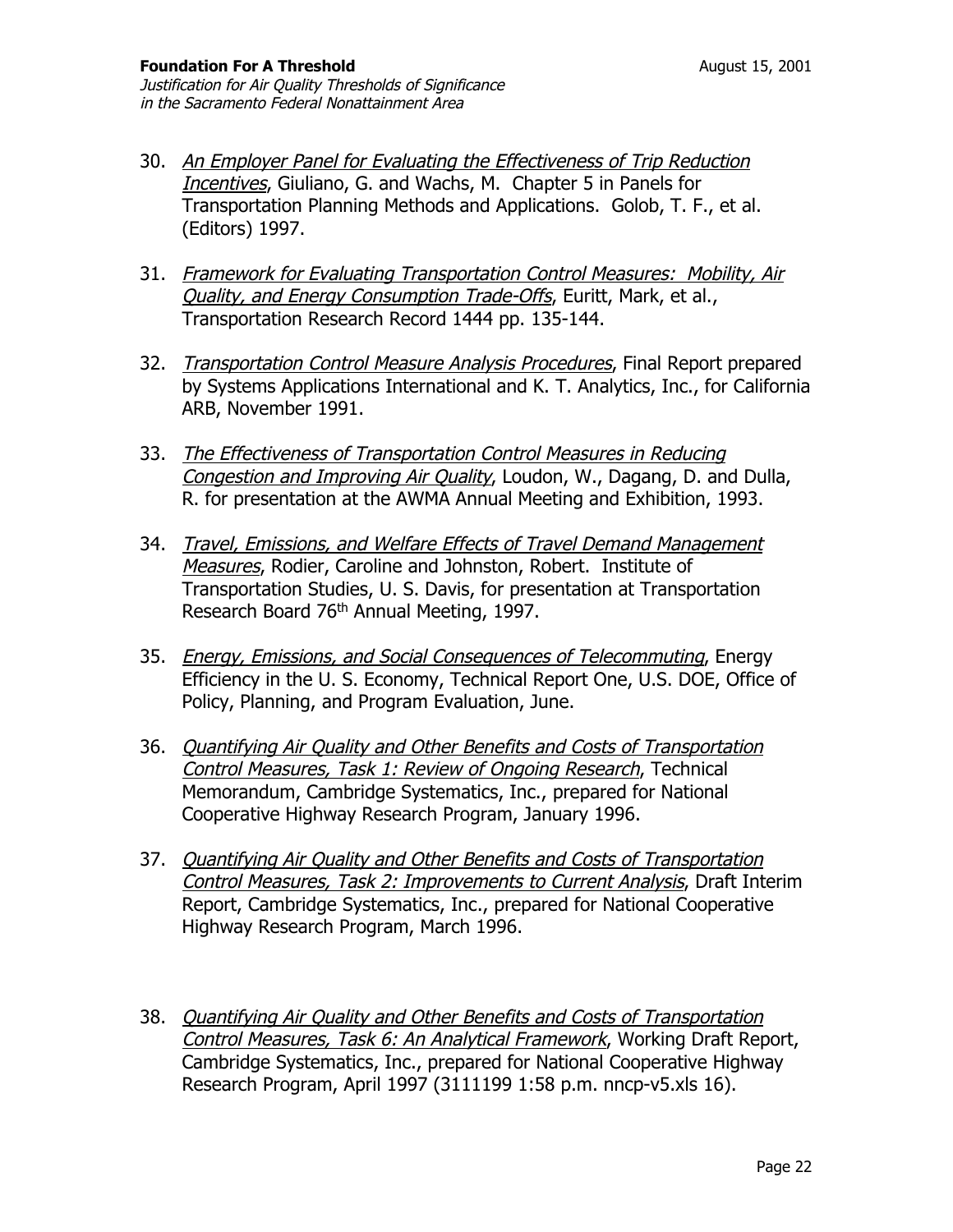30. *An Employer Panel for Evaluating the Effectiveness of Trip Reduction Incentives*, Giuliano, G. and Wachs, M. Chapter 5 in Panels for Transportation Planning Methods and Applications. Golob, T. F., et al. (Editors) 1997.

31. *Framework for Evaluating Transportation Control Measures: Mobility, Air Quality, and Energy Consumption Trade-Offs*, Euritt, Mark, et al., Transportation Research Record 1444 pp. 135-144.

32. *Transportation Control Measure Analysis Procedures*, Final Report prepared by Systems Applications International and K. T. Analytics, Inc., for California ARB, November 1991.

33. *The Effectiveness of Transportation Control Measures in Reducing Congestion and Improving Air Quality*, Loudon, W., Dagang, D. and Dulla, R. for presentation at the AWMA Annual Meeting and Exhibition, 1993.

34. *Travel, Emissions, and Welfare Effects of Travel Demand Management Measures*, Rodier, Caroline and Johnston, Robert. Institute of Transportation Studies, U. S. Davis, for presentation at Transportation Research Board 76th Annual Meeting, 1997.

35. *Energy, Emissions, and Social Consequences of Telecommuting*, Energy Efficiency in the U. S. Economy, Technical Report One, U.S. DOE, Office of Policy, Planning, and Program Evaluation, June.

36. *Quantifying Air Quality and Other Benefits and Costs of Transportation Control Measures, Task 1: Review of Ongoing Research*, Technical Memorandum, Cambridge Systematics, Inc., prepared for National Cooperative Highway Research Program, January 1996.

37. *Quantifying Air Quality and Other Benefits and Costs of Transportation Control Measures, Task 2: Improvements to Current Analysis*, Draft Interim Report, Cambridge Systematics, Inc., prepared for National Cooperative Highway Research Program, March 1996.

38. *Quantifying Air Quality and Other Benefits and Costs of Transportation Control Measures, Task 6: An Analytical Framework*, Working Draft Report, Cambridge Systematics, Inc., prepared for National Cooperative Highway Research Program, April 1997 (3111199 1:58 p.m. nncp-v5.xls 16).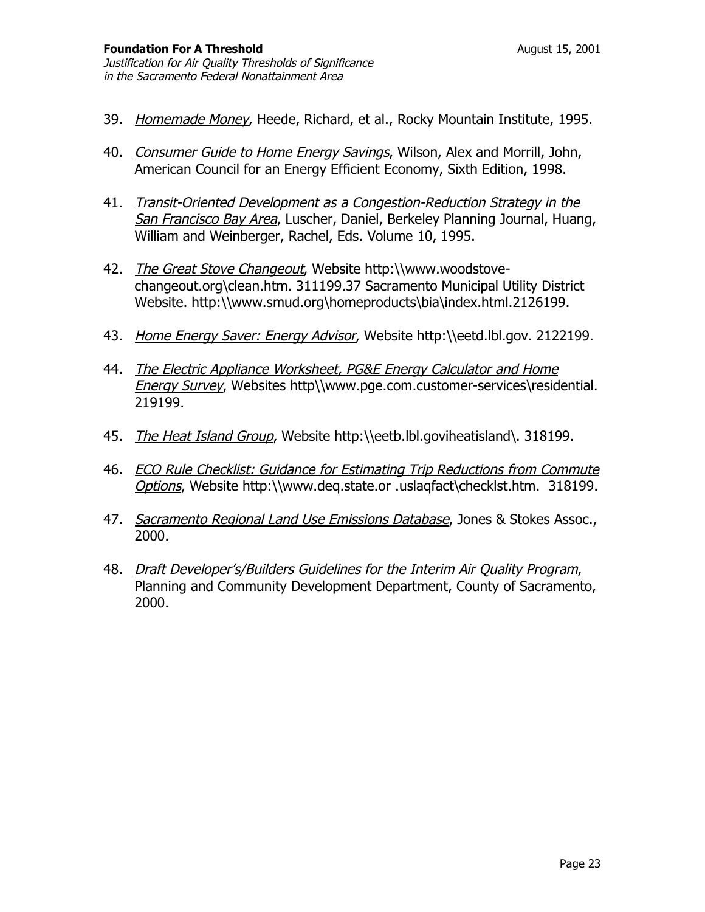39. *Homemade Money*, Heede, Richard, et al., Rocky Mountain Institute, 1995.

40. *Consumer Guide to Home Energy Savings*, Wilson, Alex and Morrill, John, American Council for an Energy Efficient Economy, Sixth Edition, 1998.

41. *Transit-Oriented Development as a Congestion-Reduction Strategy in the San Francisco Bay Area*, Luscher, Daniel, Berkeley Planning Journal, Huang, William and Weinberger, Rachel, Eds. Volume 10, 1995.

42. *The Great Stove Changeout*, Website http:\\www.woodstove-changeout.org\clean.htm. 311199.37 Sacramento Municipal Utility District Website. http:\\www.smud.org\homeproducts\bia\index.html.2126199.

43. *Home Energy Saver: Energy Advisor*, Website http:\\eetd.lbl.gov. 2122199.

44. *The Electric Appliance Worksheet, PG&E Energy Calculator and Home Energy Survey*, Websites http\\www.pge.com.customer-services\residential. 219199.

45. *The Heat Island Group*, Website http:\\eetb.lbl.goviheatisland\. 318199.

46. *ECO Rule Checklist: Guidance for Estimating Trip Reductions from Commute Options*, Website http:\\www.deq.state.or .uslaqfact\checklst.htm. 318199.

47. *Sacramento Regional Land Use Emissions Database*, Jones & Stokes Assoc., 2000.

48. *Draft Developer's/Builders Guidelines for the Interim Air Quality Program*, Planning and Community Development Department, County of Sacramento, 2000.